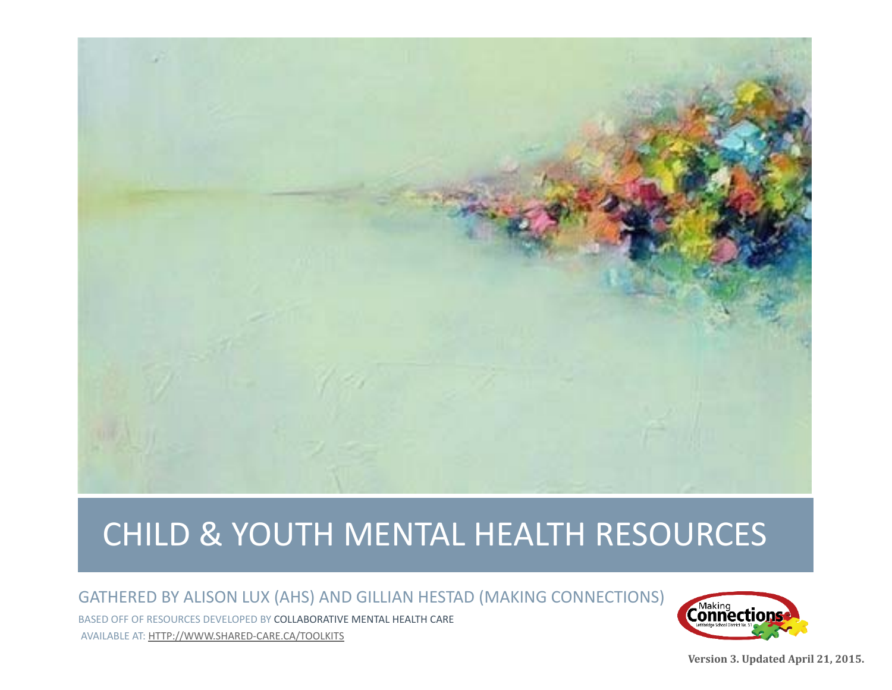# CHILD & YOUTH MENTAL HEALTH RESOURCES

GATHERED BY ALISON LUX (AHS) AND GILLIAN HESTAD (MAKING CONNECTIONS)

BASED OFF OF RESOURCES DEVELOPED BY COLLABORATIVE MENTAL HEALTH CARE

AVAILABLE AT: HTTP://WWW.SHARED-CARE.CA/TOOLKITS

**Version 3. Updated April 21, 2015.**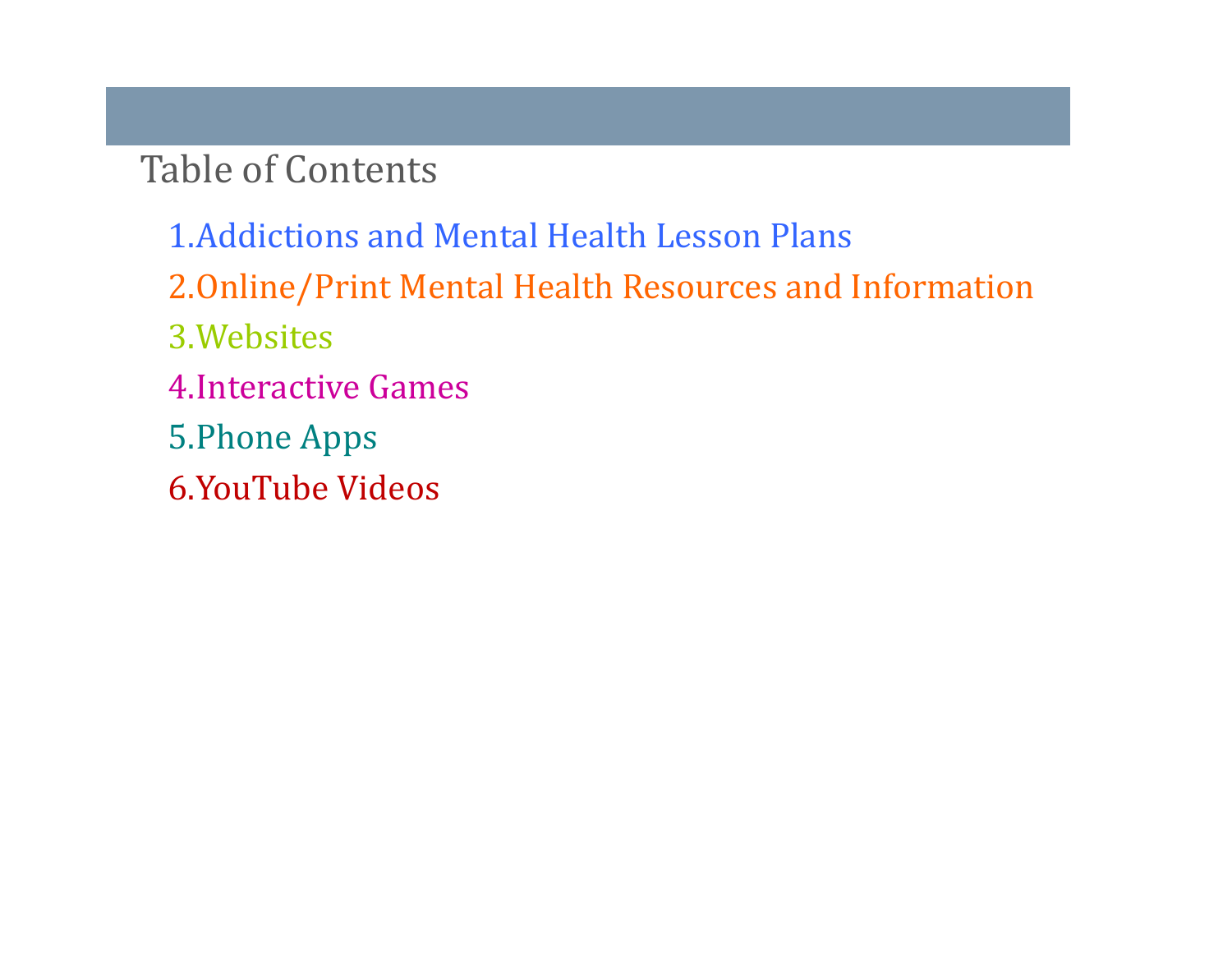# Table of Contents

1. Addictions and Mental Health Lesson Plans
2. Online/Print Mental Health Resources and Information
3. Websites
4. Interactive Games
5. Phone Apps
6. YouTube Videos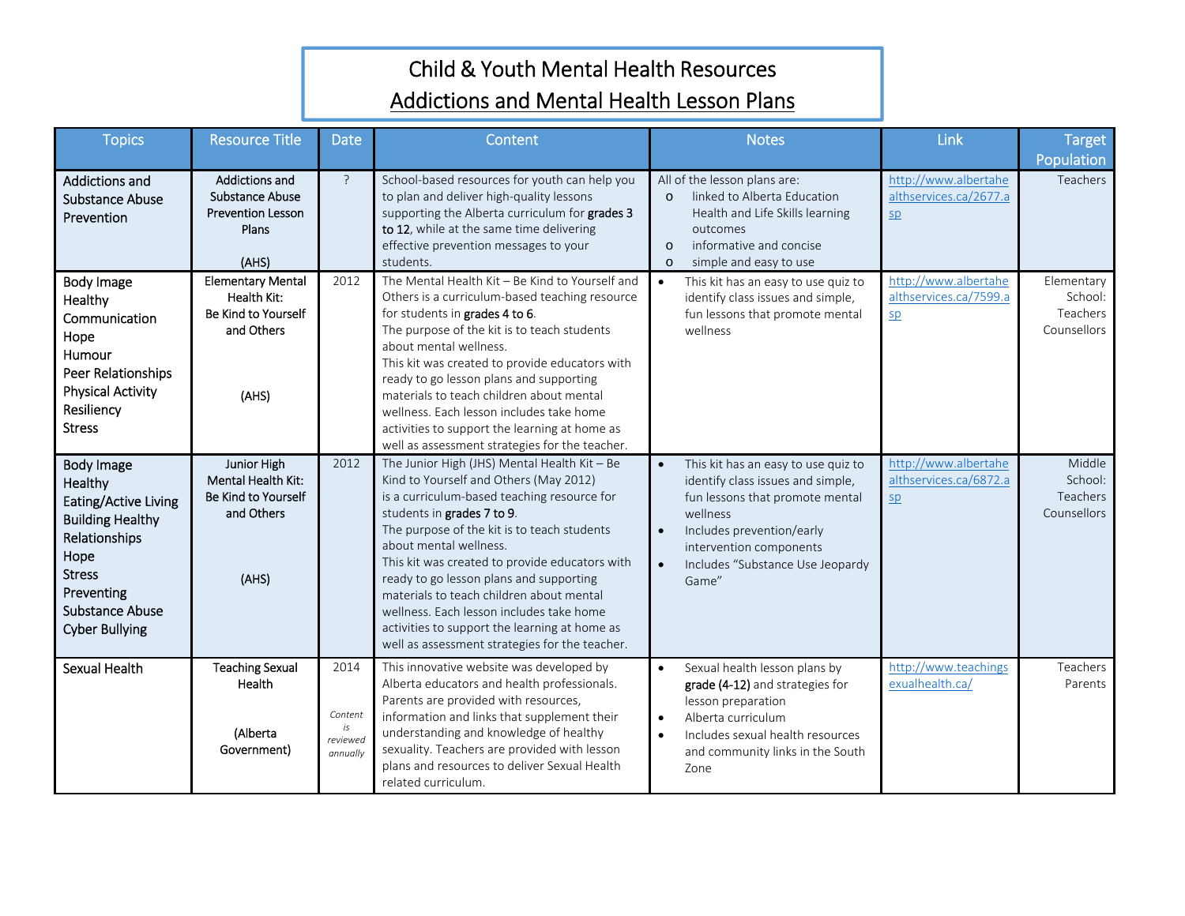# Child & Youth Mental Health Resources

## Addictions and Mental Health Lesson Plans

| Topics | Resource Title | Date | Content | Notes | Link | Target Population |
|---|---|---|---|---|---|---|
| Addictions and Substance Abuse Prevention | Addictions and Substance Abuse Prevention Lesson Plans<br><br>(AHS) | ? | School-based resources for youth can help you to plan and deliver high-quality lessons supporting the Alberta curriculum for **grades 3 to 12**, while at the same time delivering effective prevention messages to your students. | All of the lesson plans are:<br>o linked to Alberta Education Health and Life Skills learning outcomes<br>o informative and concise<br>o simple and easy to use | http://www.albertahealthservices.ca/2677.asp | Teachers |
| Body Image<br>Healthy Communication<br>Hope<br>Humour<br>Peer Relationships<br>Physical Activity<br>Resiliency<br>Stress | Elementary Mental Health Kit:<br>Be Kind to Yourself and Others<br><br>(AHS) | 2012 | The Mental Health Kit – Be Kind to Yourself and Others is a curriculum-based teaching resource for students in **grades 4 to 6**.<br>The purpose of the kit is to teach students about mental wellness.<br>This kit was created to provide educators with ready to go lesson plans and supporting materials to teach children about mental wellness. Each lesson includes take home activities to support the learning at home as well as assessment strategies for the teacher. | • This kit has an easy to use quiz to identify class issues and simple, fun lessons that promote mental wellness | http://www.albertahealthservices.ca/7599.asp | Elementary School:<br>Teachers<br>Counsellors |
| Body Image<br>Healthy Eating/Active Living<br>Building Healthy Relationships<br>Hope<br>Stress<br>Preventing Substance Abuse<br>Cyber Bullying | Junior High Mental Health Kit:<br>Be Kind to Yourself and Others<br><br>(AHS) | 2012 | The Junior High (JHS) Mental Health Kit – Be Kind to Yourself and Others (May 2012) is a curriculum-based teaching resource for students in **grades 7 to 9**.<br>The purpose of the kit is to teach students about mental wellness.<br>This kit was created to provide educators with ready to go lesson plans and supporting materials to teach children about mental wellness. Each lesson includes take home activities to support the learning at home as well as assessment strategies for the teacher. | • This kit has an easy to use quiz to identify class issues and simple, fun lessons that promote mental wellness<br>• Includes prevention/early intervention components<br>• Includes "Substance Use Jeopardy Game" | http://www.albertahealthservices.ca/6872.asp | Middle School:<br>Teachers<br>Counsellors |
| Sexual Health | Teaching Sexual Health<br><br>(Alberta Government) | 2014<br><br>*Content is reviewed annually* | This innovative website was developed by Alberta educators and health professionals. Parents are provided with resources, information and links that supplement their understanding and knowledge of healthy sexuality. Teachers are provided with lesson plans and resources to deliver Sexual Health related curriculum. | • Sexual health lesson plans by **grade (4-12)** and strategies for lesson preparation<br>• Alberta curriculum<br>• Includes sexual health resources and community links in the South Zone | http://www.teachingsexualhealth.ca/ | Teachers<br>Parents |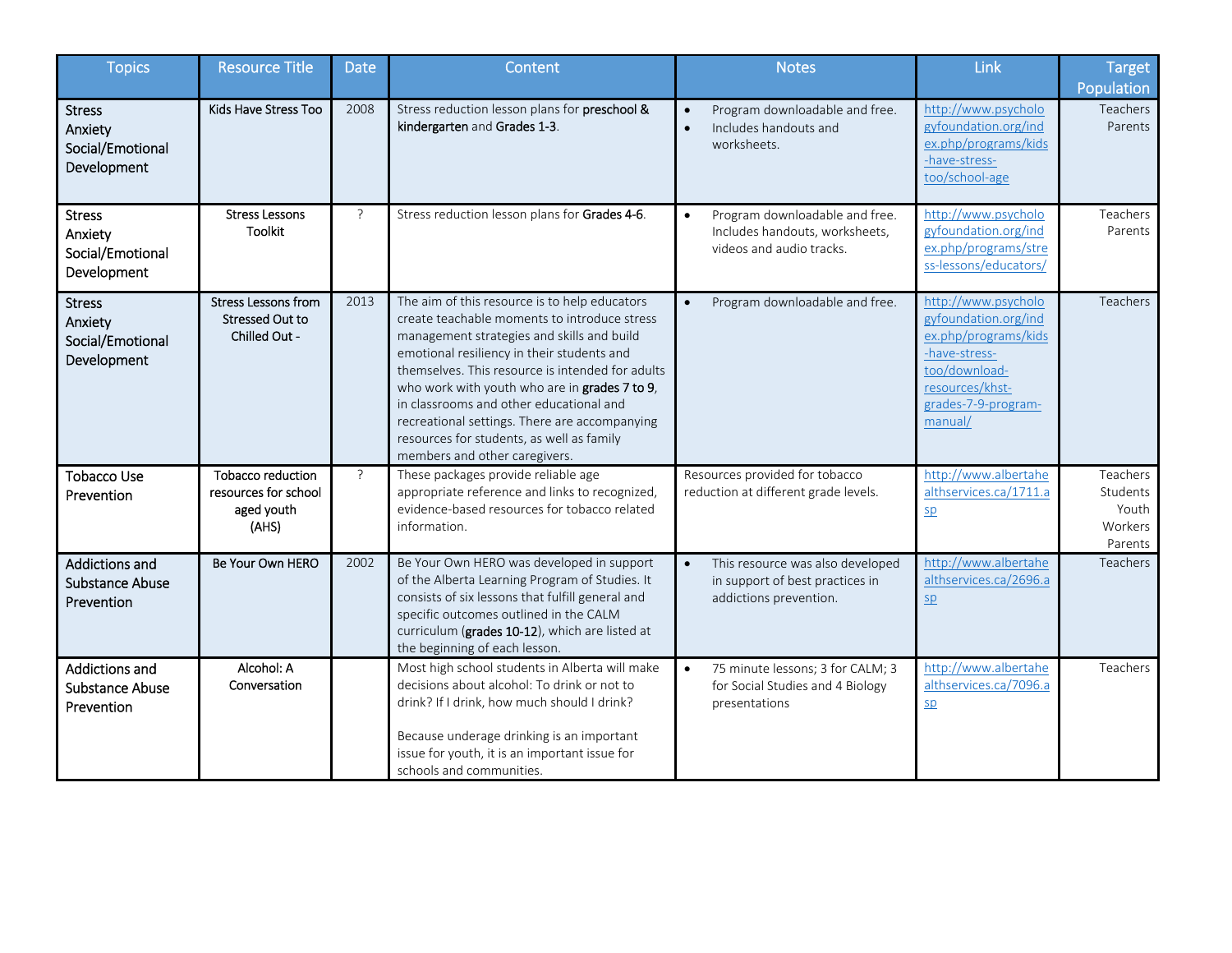| Topics | Resource Title | Date | Content | Notes | Link | Target Population |
|---|---|---|---|---|---|---|
| Stress<br>Anxiety<br>Social/Emotional Development | Kids Have Stress Too | 2008 | Stress reduction lesson plans for **preschool & kindergarten** and **Grades 1-3**. | • Program downloadable and free.<br>• Includes handouts and worksheets. | http://www.psychologyfoundation.org/index.php/programs/kids-have-stress-too/school-age | Teachers<br>Parents |
| Stress<br>Anxiety<br>Social/Emotional Development | Stress Lessons Toolkit | ? | Stress reduction lesson plans for **Grades 4-6**. | • Program downloadable and free. Includes handouts, worksheets, videos and audio tracks. | http://www.psychologyfoundation.org/index.php/programs/stress-lessons/educators/ | Teachers<br>Parents |
| Stress<br>Anxiety<br>Social/Emotional Development | Stress Lessons from Stressed Out to Chilled Out - | 2013 | The aim of this resource is to help educators create teachable moments to introduce stress management strategies and skills and build emotional resiliency in their students and themselves. This resource is intended for adults who work with youth who are in **grades 7 to 9**, in classrooms and other educational and recreational settings. There are accompanying resources for students, as well as family members and other caregivers. | • Program downloadable and free. | http://www.psychologyfoundation.org/index.php/programs/kids-have-stress-too/download-resources/khst-grades-7-9-program-manual/ | Teachers |
| Tobacco Use Prevention | Tobacco reduction resources for school aged youth (AHS) | ? | These packages provide reliable age appropriate reference and links to recognized, evidence-based resources for tobacco related information. | Resources provided for tobacco reduction at different grade levels. | http://www.albertahealthservices.ca/1711.asp | Teachers<br>Students<br>Youth Workers<br>Parents |
| Addictions and Substance Abuse Prevention | Be Your Own HERO | 2002 | Be Your Own HERO was developed in support of the Alberta Learning Program of Studies. It consists of six lessons that fulfill general and specific outcomes outlined in the CALM curriculum (**grades 10-12**), which are listed at the beginning of each lesson. | • This resource was also developed in support of best practices in addictions prevention. | http://www.albertahealthservices.ca/2696.asp | Teachers |
| Addictions and Substance Abuse Prevention | Alcohol: A Conversation | | Most high school students in Alberta will make decisions about alcohol: To drink or not to drink? If I drink, how much should I drink?<br><br>Because underage drinking is an important issue for youth, it is an important issue for schools and communities. | • 75 minute lessons; 3 for CALM; 3 for Social Studies and 4 Biology presentations | http://www.albertahealthservices.ca/7096.asp | Teachers |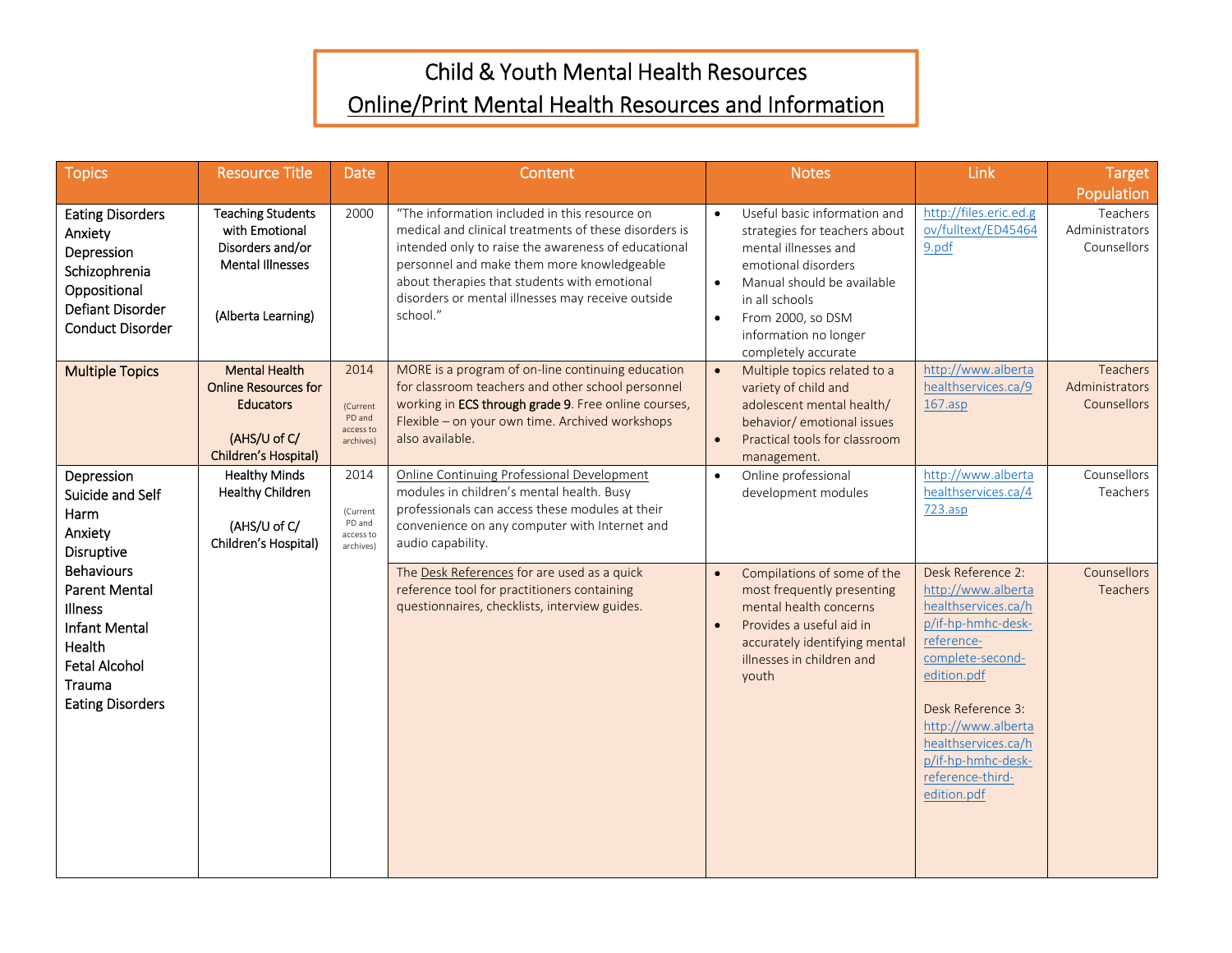# Child & Youth Mental Health Resources

## Online/Print Mental Health Resources and Information

| Topics | Resource Title | Date | Content | Notes | Link | Target Population |
|---|---|---|---|---|---|---|
| Eating Disorders<br>Anxiety<br>Depression<br>Schizophrenia<br>Oppositional Defiant Disorder<br>Conduct Disorder | **Teaching Students with Emotional Disorders and/or Mental Illnesses**<br><br>(Alberta Learning) | 2000 | "The information included in this resource on medical and clinical treatments of these disorders is intended only to raise the awareness of educational personnel and make them more knowledgeable about therapies that students with emotional disorders or mental illnesses may receive outside school." | • Useful basic information and strategies for teachers about mental illnesses and emotional disorders<br>• Manual should be available in all schools<br>• From 2000, so DSM information no longer completely accurate | http://files.eric.ed.gov/fulltext/ED454649.pdf | Teachers<br>Administrators<br>Counsellors |
| Multiple Topics | Mental Health Online Resources for Educators<br><br>(AHS/U of C/ Children's Hospital) | 2014<br>(Current PD and access to archives) | MORE is a program of on-line continuing education for classroom teachers and other school personnel working in ECS through grade 9. Free online courses, Flexible – on your own time. Archived workshops also available. | • Multiple topics related to a variety of child and adolescent mental health/ behavior/ emotional issues<br>• Practical tools for classroom management. | http://www.albertahealthservices.ca/9167.asp | Teachers<br>Administrators<br>Counsellors |
| Depression<br>Suicide and Self Harm<br>Anxiety<br>Disruptive Behaviours<br>Parent Mental Illness<br>Infant Mental Health<br>Fetal Alcohol<br>Trauma<br>Eating Disorders | Healthy Minds Healthy Children<br><br>(AHS/U of C/ Children's Hospital) | 2014<br>(Current PD and access to archives) | Online Continuing Professional Development modules in children's mental health. Busy professionals can access these modules at their convenience on any computer with Internet and audio capability. | • Online professional development modules | http://www.albertahealthservices.ca/4723.asp | Counsellors<br>Teachers |
| | | | The Desk References for are used as a quick reference tool for practitioners containing questionnaires, checklists, interview guides. | • Compilations of some of the most frequently presenting mental health concerns<br>• Provides a useful aid in accurately identifying mental illnesses in children and youth | Desk Reference 2: http://www.albertahealthservices.ca/hp/if-hp-hmhc-desk-reference-complete-second-edition.pdf<br><br>Desk Reference 3: http://www.albertahealthservices.ca/hp/if-hp-hmhc-desk-reference-third-edition.pdf | Counsellors<br>Teachers |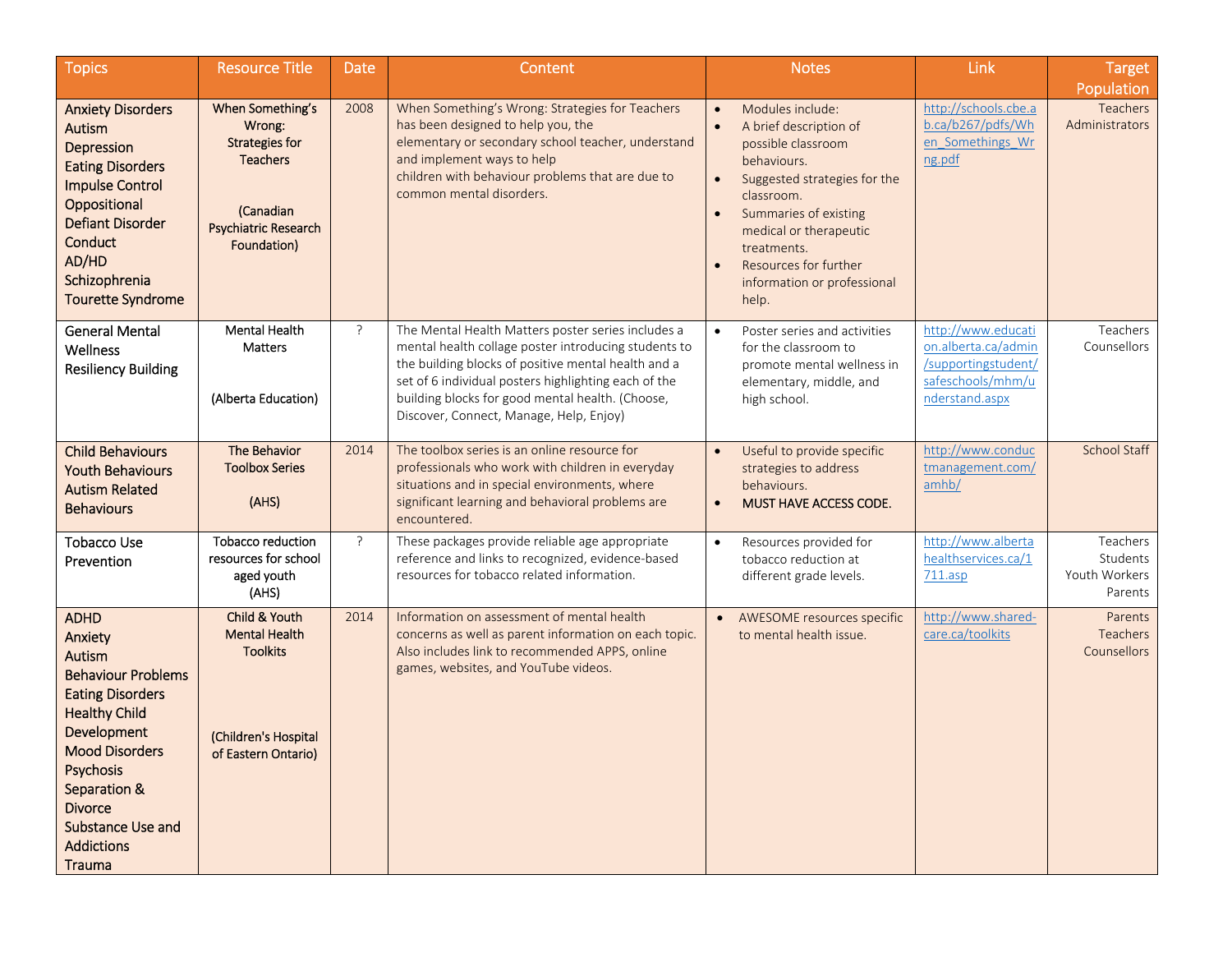| Topics | Resource Title | Date | Content | Notes | Link | Target Population |
|---|---|---|---|---|---|---|
| Anxiety Disorders<br>Autism<br>Depression<br>Eating Disorders<br>Impulse Control<br>Oppositional Defiant Disorder<br>Conduct<br>AD/HD<br>Schizophrenia<br>Tourette Syndrome | When Something's Wrong: Strategies for Teachers<br><br>(Canadian Psychiatric Research Foundation) | 2008 | When Something's Wrong: Strategies for Teachers has been designed to help you, the elementary or secondary school teacher, understand and implement ways to help children with behaviour problems that are due to common mental disorders. | • Modules include:<br>• A brief description of possible classroom behaviours.<br>• Suggested strategies for the classroom.<br>• Summaries of existing medical or therapeutic treatments.<br>• Resources for further information or professional help. | http://schools.cbe.ab.ca/b267/pdfs/When_Somethings_Wrng.pdf | Teachers<br>Administrators |
| General Mental Wellness<br>Resiliency Building | Mental Health Matters<br><br>(Alberta Education) | ? | The Mental Health Matters poster series includes a mental health collage poster introducing students to the building blocks of positive mental health and a set of 6 individual posters highlighting each of the building blocks for good mental health. (Choose, Discover, Connect, Manage, Help, Enjoy) | • Poster series and activities for the classroom to promote mental wellness in elementary, middle, and high school. | http://www.education.alberta.ca/admin/supportingstudent/safeschools/mhm/understand.aspx | Teachers<br>Counsellors |
| Child Behaviours<br>Youth Behaviours<br>Autism Related Behaviours | The Behavior Toolbox Series<br><br>(AHS) | 2014 | The toolbox series is an online resource for professionals who work with children in everyday situations and in special environments, where significant learning and behavioral problems are encountered. | • Useful to provide specific strategies to address behaviours.<br>• MUST HAVE ACCESS CODE. | http://www.conductmanagement.com/amhb/ | School Staff |
| Tobacco Use Prevention | Tobacco reduction resources for school aged youth<br>(AHS) | ? | These packages provide reliable age appropriate reference and links to recognized, evidence-based resources for tobacco related information. | • Resources provided for tobacco reduction at different grade levels. | http://www.albertahealthservices.ca/1711.asp | Teachers<br>Students<br>Youth Workers<br>Parents |
| ADHD<br>Anxiety<br>Autism<br>Behaviour Problems<br>Eating Disorders<br>Healthy Child Development<br>Mood Disorders<br>Psychosis<br>Separation & Divorce<br>Substance Use and Addictions<br>Trauma | Child & Youth Mental Health Toolkits<br><br>(Children's Hospital of Eastern Ontario) | 2014 | Information on assessment of mental health concerns as well as parent information on each topic. Also includes link to recommended APPS, online games, websites, and YouTube videos. | • AWESOME resources specific to mental health issue. | http://www.shared-care.ca/toolkits | Parents<br>Teachers<br>Counsellors |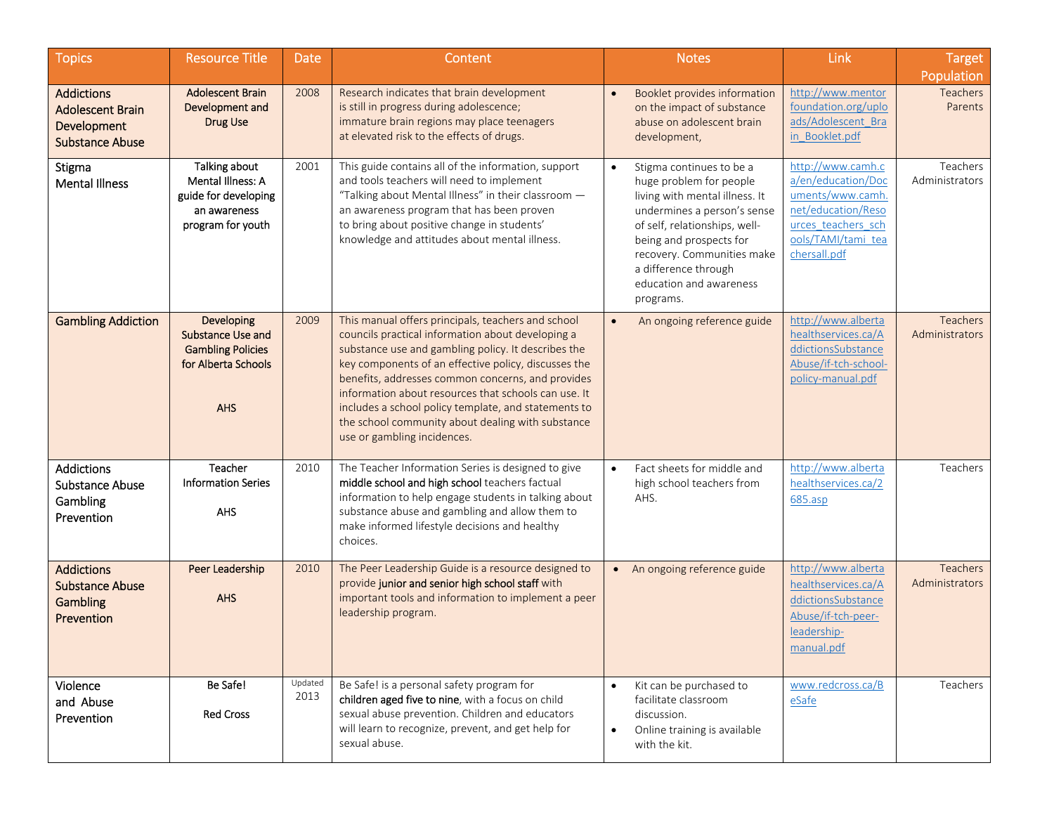| Topics | Resource Title | Date | Content | Notes | Link | Target Population |
|---|---|---|---|---|---|---|
| Addictions<br>Adolescent Brain Development<br>Substance Abuse | Adolescent Brain Development and Drug Use | 2008 | Research indicates that brain development is still in progress during adolescence; immature brain regions may place teenagers at elevated risk to the effects of drugs. | • Booklet provides information on the impact of substance abuse on adolescent brain development, | http://www.mentorfoundation.org/uploads/Adolescent_Brain_Booklet.pdf | Teachers<br>Parents |
| Stigma<br>Mental Illness | Talking about Mental Illness: A guide for developing an awareness program for youth | 2001 | This guide contains all of the information, support and tools teachers will need to implement "Talking about Mental Illness" in their classroom — an awareness program that has been proven to bring about positive change in students' knowledge and attitudes about mental illness. | • Stigma continues to be a huge problem for people living with mental illness. It undermines a person's sense of self, relationships, well-being and prospects for recovery. Communities make a difference through education and awareness programs. | http://www.camh.ca/en/education/Documents/www.camh.net/education/Resources_teachers_schools/TAMI/tami_teachersall.pdf | Teachers<br>Administrators |
| Gambling Addiction | Developing Substance Use and Gambling Policies for Alberta Schools<br><br>AHS | 2009 | This manual offers principals, teachers and school councils practical information about developing a substance use and gambling policy. It describes the key components of an effective policy, discusses the benefits, addresses common concerns, and provides information about resources that schools can use. It includes a school policy template, and statements to the school community about dealing with substance use or gambling incidences. | • An ongoing reference guide | http://www.albertahealthservices.ca/AddictionsSubstanceAbuse/if-tch-school-policy-manual.pdf | Teachers<br>Administrators |
| Addictions<br>Substance Abuse<br>Gambling<br>Prevention | Teacher Information Series<br><br>AHS | 2010 | The Teacher Information Series is designed to give **middle school and high school** teachers factual information to help engage students in talking about substance abuse and gambling and allow them to make informed lifestyle decisions and healthy choices. | • Fact sheets for middle and high school teachers from AHS. | http://www.albertahealthservices.ca/2685.asp | Teachers |
| Addictions<br>Substance Abuse<br>Gambling<br>Prevention | Peer Leadership<br><br>AHS | 2010 | The Peer Leadership Guide is a resource designed to provide **junior and senior high school staff** with important tools and information to implement a peer leadership program. | • An ongoing reference guide | http://www.albertahealthservices.ca/AddictionsSubstanceAbuse/if-tch-peer-leadership-manual.pdf | Teachers<br>Administrators |
| Violence and Abuse<br>Prevention | Be Safe!<br><br>Red Cross | Updated 2013 | Be Safe! is a personal safety program for **children aged five to nine**, with a focus on child sexual abuse prevention. Children and educators will learn to recognize, prevent, and get help for sexual abuse. | • Kit can be purchased to facilitate classroom discussion.<br>• Online training is available with the kit. | www.redcross.ca/BeSafe | Teachers |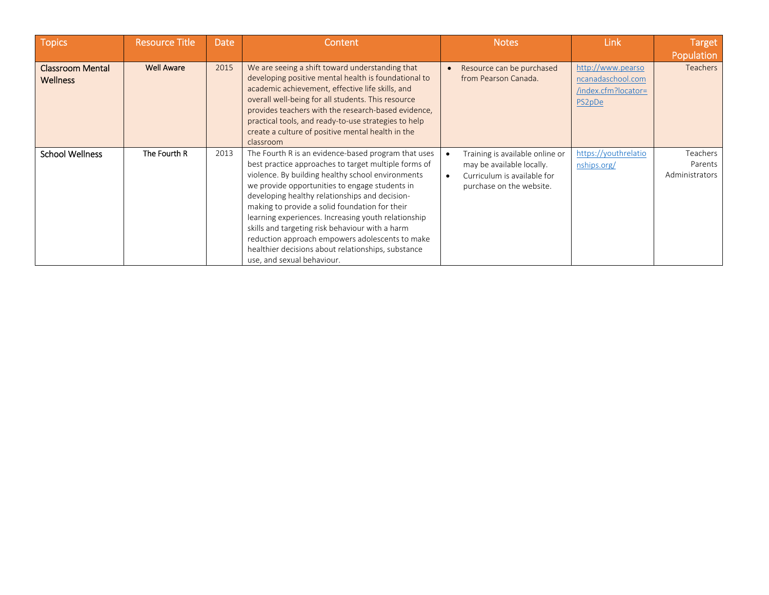| Topics | Resource Title | Date | Content | Notes | Link | Target Population |
|---|---|---|---|---|---|---|
| Classroom Mental Wellness | Well Aware | 2015 | We are seeing a shift toward understanding that developing positive mental health is foundational to academic achievement, effective life skills, and overall well-being for all students. This resource provides teachers with the research-based evidence, practical tools, and ready-to-use strategies to help create a culture of positive mental health in the classroom | • Resource can be purchased from Pearson Canada. | http://www.pearsoncanadaschool.com/index.cfm?locator=PS2pDe | Teachers |
| School Wellness | The Fourth R | 2013 | The Fourth R is an evidence-based program that uses best practice approaches to target multiple forms of violence. By building healthy school environments we provide opportunities to engage students in developing healthy relationships and decision-making to provide a solid foundation for their learning experiences. Increasing youth relationship skills and targeting risk behaviour with a harm reduction approach empowers adolescents to make healthier decisions about relationships, substance use, and sexual behaviour. | • Training is available online or may be available locally.<br>• Curriculum is available for purchase on the website. | https://youthrelationships.org/ | Teachers<br>Parents<br>Administrators |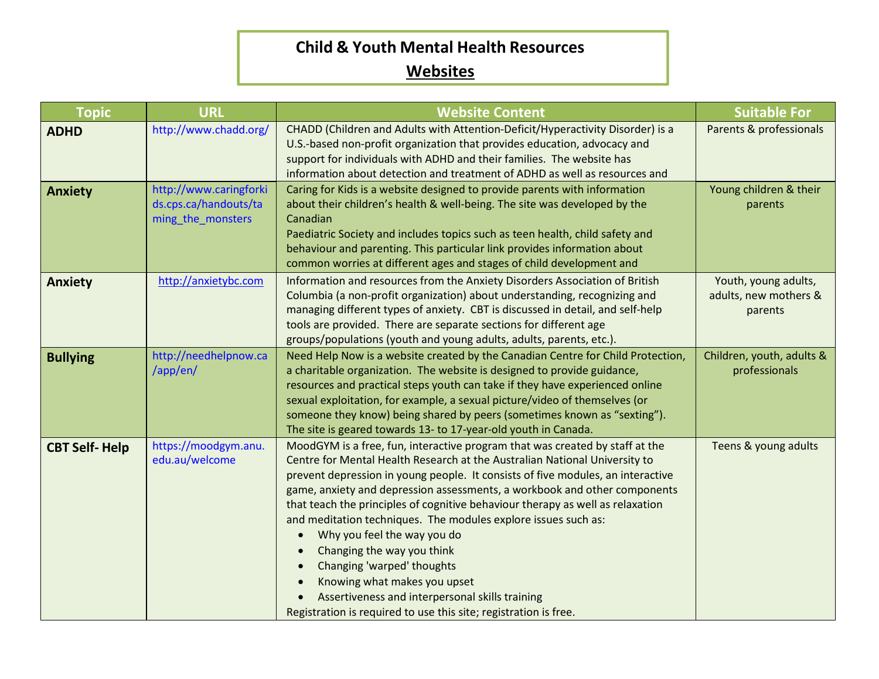# Child & Youth Mental Health Resources

## Websites

| Topic | URL | Website Content | Suitable For |
|---|---|---|---|
| **ADHD** | http://www.chadd.org/ | CHADD (Children and Adults with Attention-Deficit/Hyperactivity Disorder) is a U.S.-based non-profit organization that provides education, advocacy and support for individuals with ADHD and their families. The website has information about detection and treatment of ADHD as well as resources and | Parents & professionals |
| **Anxiety** | http://www.caringforkids.cps.ca/handouts/taming_the_monsters | Caring for Kids is a website designed to provide parents with information about their children's health & well-being. The site was developed by the Canadian Paediatric Society and includes topics such as teen health, child safety and behaviour and parenting. This particular link provides information about common worries at different ages and stages of child development and | Young children & their parents |
| **Anxiety** | http://anxietybc.com | Information and resources from the Anxiety Disorders Association of British Columbia (a non-profit organization) about understanding, recognizing and managing different types of anxiety. CBT is discussed in detail, and self-help tools are provided. There are separate sections for different age groups/populations (youth and young adults, adults, parents, etc.). | Youth, young adults, adults, new mothers & parents |
| **Bullying** | http://needhelpnow.ca/app/en/ | Need Help Now is a website created by the Canadian Centre for Child Protection, a charitable organization. The website is designed to provide guidance, resources and practical steps youth can take if they have experienced online sexual exploitation, for example, a sexual picture/video of themselves (or someone they know) being shared by peers (sometimes known as "sexting"). The site is geared towards 13- to 17-year-old youth in Canada. | Children, youth, adults & professionals |
| **CBT Self- Help** | https://moodgym.anu.edu.au/welcome | MoodGYM is a free, fun, interactive program that was created by staff at the Centre for Mental Health Research at the Australian National University to prevent depression in young people. It consists of five modules, an interactive game, anxiety and depression assessments, a workbook and other components that teach the principles of cognitive behaviour therapy as well as relaxation and meditation techniques. The modules explore issues such as: <br>• Why you feel the way you do <br>• Changing the way you think <br>• Changing 'warped' thoughts <br>• Knowing what makes you upset <br>• Assertiveness and interpersonal skills training <br>Registration is required to use this site; registration is free. | Teens & young adults |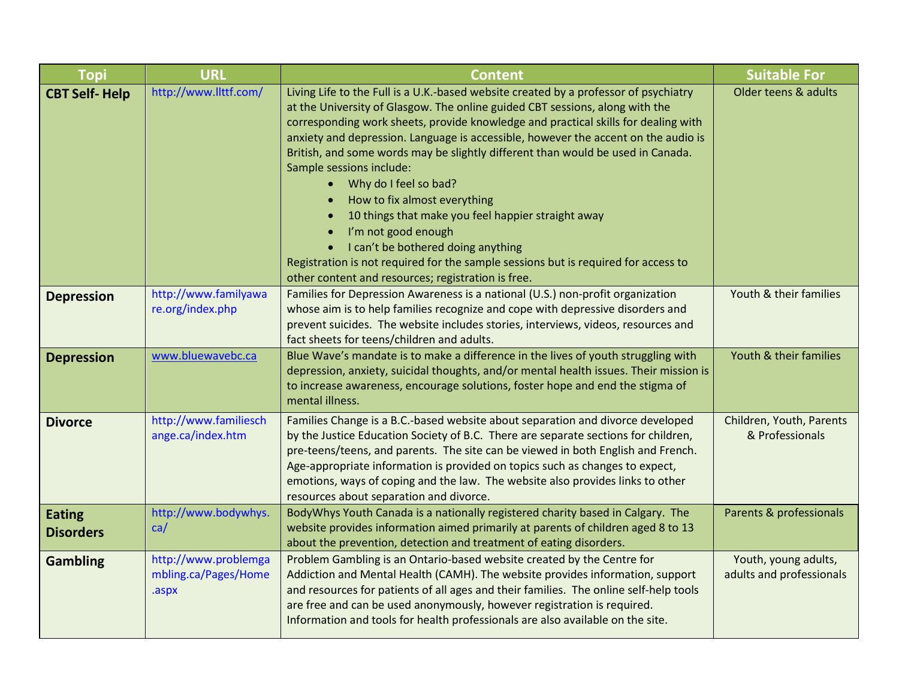| Topi | URL | Content | Suitable For |
|---|---|---|---|
| **CBT Self- Help** | http://www.llttf.com/ | Living Life to the Full is a U.K.-based website created by a professor of psychiatry at the University of Glasgow. The online guided CBT sessions, along with the corresponding work sheets, provide knowledge and practical skills for dealing with anxiety and depression. Language is accessible, however the accent on the audio is British, and some words may be slightly different than would be used in Canada. Sample sessions include: <br>• Why do I feel so bad? <br>• How to fix almost everything <br>• 10 things that make you feel happier straight away <br>• I'm not good enough <br>• I can't be bothered doing anything <br>Registration is not required for the sample sessions but is required for access to other content and resources; registration is free. | Older teens & adults |
| **Depression** | http://www.familyaware.org/index.php | Families for Depression Awareness is a national (U.S.) non-profit organization whose aim is to help families recognize and cope with depressive disorders and prevent suicides. The website includes stories, interviews, videos, resources and fact sheets for teens/children and adults. | Youth & their families |
| **Depression** | www.bluewavebc.ca | Blue Wave's mandate is to make a difference in the lives of youth struggling with depression, anxiety, suicidal thoughts, and/or mental health issues. Their mission is to increase awareness, encourage solutions, foster hope and end the stigma of mental illness. | Youth & their families |
| **Divorce** | http://www.familieschange.ca/index.htm | Families Change is a B.C.-based website about separation and divorce developed by the Justice Education Society of B.C. There are separate sections for children, pre-teens/teens, and parents. The site can be viewed in both English and French. Age-appropriate information is provided on topics such as changes to expect, emotions, ways of coping and the law. The website also provides links to other resources about separation and divorce. | Children, Youth, Parents & Professionals |
| **Eating Disorders** | http://www.bodywhys.ca/ | BodyWhys Youth Canada is a nationally registered charity based in Calgary. The website provides information aimed primarily at parents of children aged 8 to 13 about the prevention, detection and treatment of eating disorders. | Parents & professionals |
| **Gambling** | http://www.problemgambling.ca/Pages/Home.aspx | Problem Gambling is an Ontario-based website created by the Centre for Addiction and Mental Health (CAMH). The website provides information, support and resources for patients of all ages and their families. The online self-help tools are free and can be used anonymously, however registration is required. Information and tools for health professionals are also available on the site. | Youth, young adults, adults and professionals |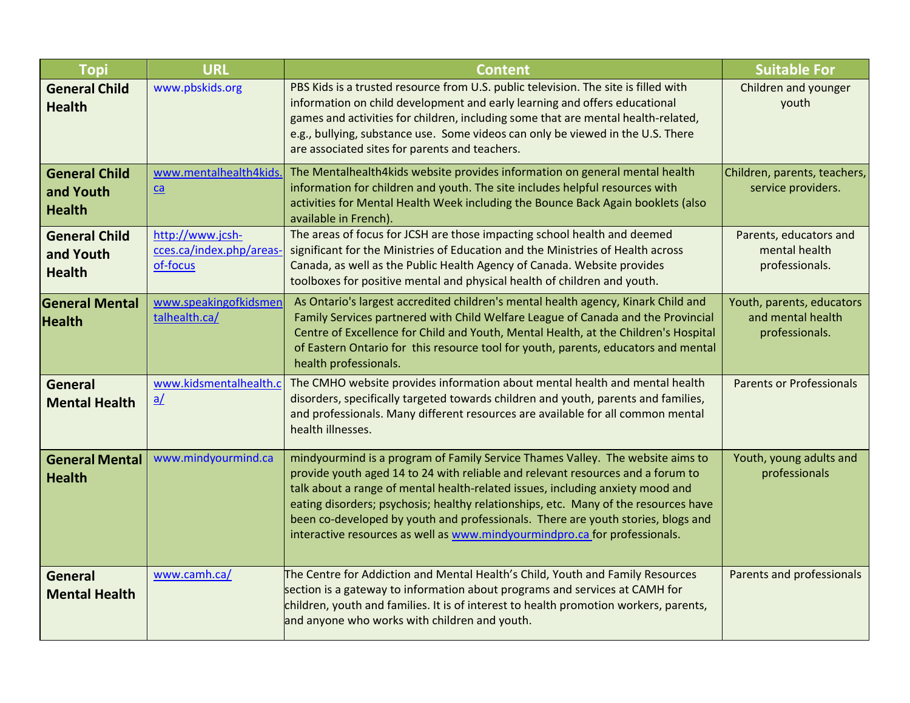| Topi | URL | Content | Suitable For |
|---|---|---|---|
| **General Child Health** | www.pbskids.org | PBS Kids is a trusted resource from U.S. public television. The site is filled with information on child development and early learning and offers educational games and activities for children, including some that are mental health-related, e.g., bullying, substance use. Some videos can only be viewed in the U.S. There are associated sites for parents and teachers. | Children and younger youth |
| **General Child and Youth Health** | www.mentalhealth4kids.ca | The Mentalhealth4kids website provides information on general mental health information for children and youth. The site includes helpful resources with activities for Mental Health Week including the Bounce Back Again booklets (also available in French). | Children, parents, teachers, service providers. |
| **General Child and Youth Health** | http://www.jcsh-cces.ca/index.php/areas-of-focus | The areas of focus for JCSH are those impacting school health and deemed significant for the Ministries of Education and the Ministries of Health across Canada, as well as the Public Health Agency of Canada. Website provides toolboxes for positive mental and physical health of children and youth. | Parents, educators and mental health professionals. |
| **General Mental Health** | www.speakingofkidsmentalhealth.ca/ | As Ontario's largest accredited children's mental health agency, Kinark Child and Family Services partnered with Child Welfare League of Canada and the Provincial Centre of Excellence for Child and Youth, Mental Health, at the Children's Hospital of Eastern Ontario for this resource tool for youth, parents, educators and mental health professionals. | Youth, parents, educators and mental health professionals. |
| **General Mental Health** | www.kidsmentalhealth.ca/ | The CMHO website provides information about mental health and mental health disorders, specifically targeted towards children and youth, parents and families, and professionals. Many different resources are available for all common mental health illnesses. | Parents or Professionals |
| **General Mental Health** | www.mindyourmind.ca | mindyourmind is a program of Family Service Thames Valley. The website aims to provide youth aged 14 to 24 with reliable and relevant resources and a forum to talk about a range of mental health-related issues, including anxiety mood and eating disorders; psychosis; healthy relationships, etc. Many of the resources have been co-developed by youth and professionals. There are youth stories, blogs and interactive resources as well as www.mindyourmindpro.ca for professionals. | Youth, young adults and professionals |
| **General Mental Health** | www.camh.ca/ | The Centre for Addiction and Mental Health's Child, Youth and Family Resources section is a gateway to information about programs and services at CAMH for children, youth and families. It is of interest to health promotion workers, parents, and anyone who works with children and youth. | Parents and professionals |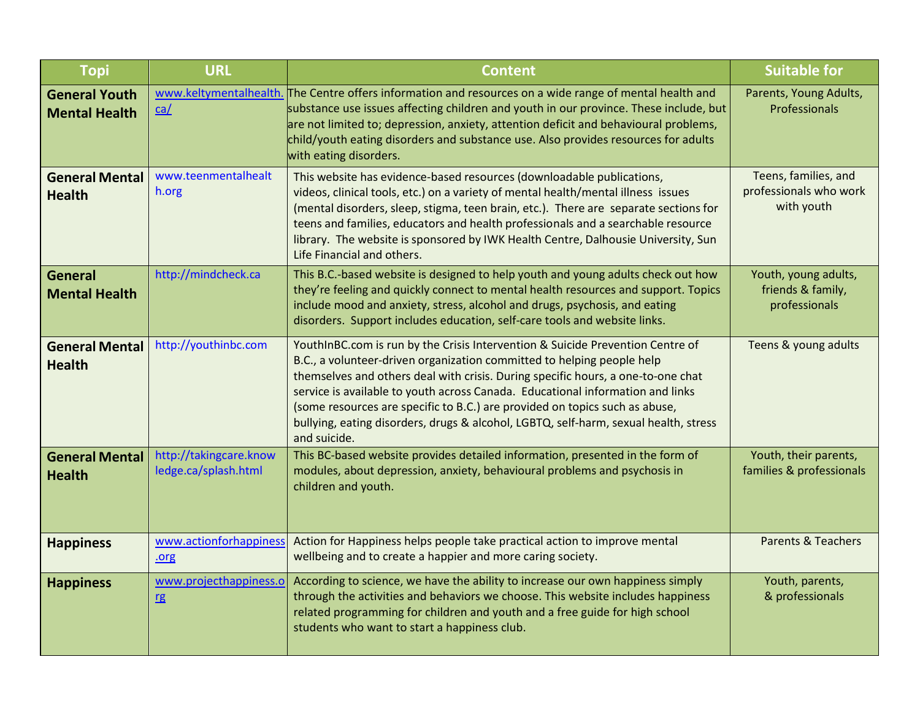| Topi | URL | Content | Suitable for |
|---|---|---|---|
| **General Youth Mental Health** | www.keltymentalhealth.ca/ | The Centre offers information and resources on a wide range of mental health and substance use issues affecting children and youth in our province. These include, but are not limited to; depression, anxiety, attention deficit and behavioural problems, child/youth eating disorders and substance use. Also provides resources for adults with eating disorders. | Parents, Young Adults, Professionals |
| **General Mental Health** | www.teenmentalhealth.org | This website has evidence-based resources (downloadable publications, videos, clinical tools, etc.) on a variety of mental health/mental illness issues (mental disorders, sleep, stigma, teen brain, etc.). There are separate sections for teens and families, educators and health professionals and a searchable resource library. The website is sponsored by IWK Health Centre, Dalhousie University, Sun Life Financial and others. | Teens, families, and professionals who work with youth |
| **General Mental Health** | http://mindcheck.ca | This B.C.-based website is designed to help youth and young adults check out how they're feeling and quickly connect to mental health resources and support. Topics include mood and anxiety, stress, alcohol and drugs, psychosis, and eating disorders. Support includes education, self-care tools and website links. | Youth, young adults, friends & family, professionals |
| **General Mental Health** | http://youthinbc.com | YouthInBC.com is run by the Crisis Intervention & Suicide Prevention Centre of B.C., a volunteer-driven organization committed to helping people help themselves and others deal with crisis. During specific hours, a one-to-one chat service is available to youth across Canada. Educational information and links (some resources are specific to B.C.) are provided on topics such as abuse, bullying, eating disorders, drugs & alcohol, LGBTQ, self-harm, sexual health, stress and suicide. | Teens & young adults |
| **General Mental Health** | http://takingcare.knowledge.ca/splash.html | This BC-based website provides detailed information, presented in the form of modules, about depression, anxiety, behavioural problems and psychosis in children and youth. | Youth, their parents, families & professionals |
| **Happiness** | www.actionforhappiness.org | Action for Happiness helps people take practical action to improve mental wellbeing and to create a happier and more caring society. | Parents & Teachers |
| **Happiness** | www.projecthappiness.org | According to science, we have the ability to increase our own happiness simply through the activities and behaviors we choose. This website includes happiness related programming for children and youth and a free guide for high school students who want to start a happiness club. | Youth, parents, & professionals |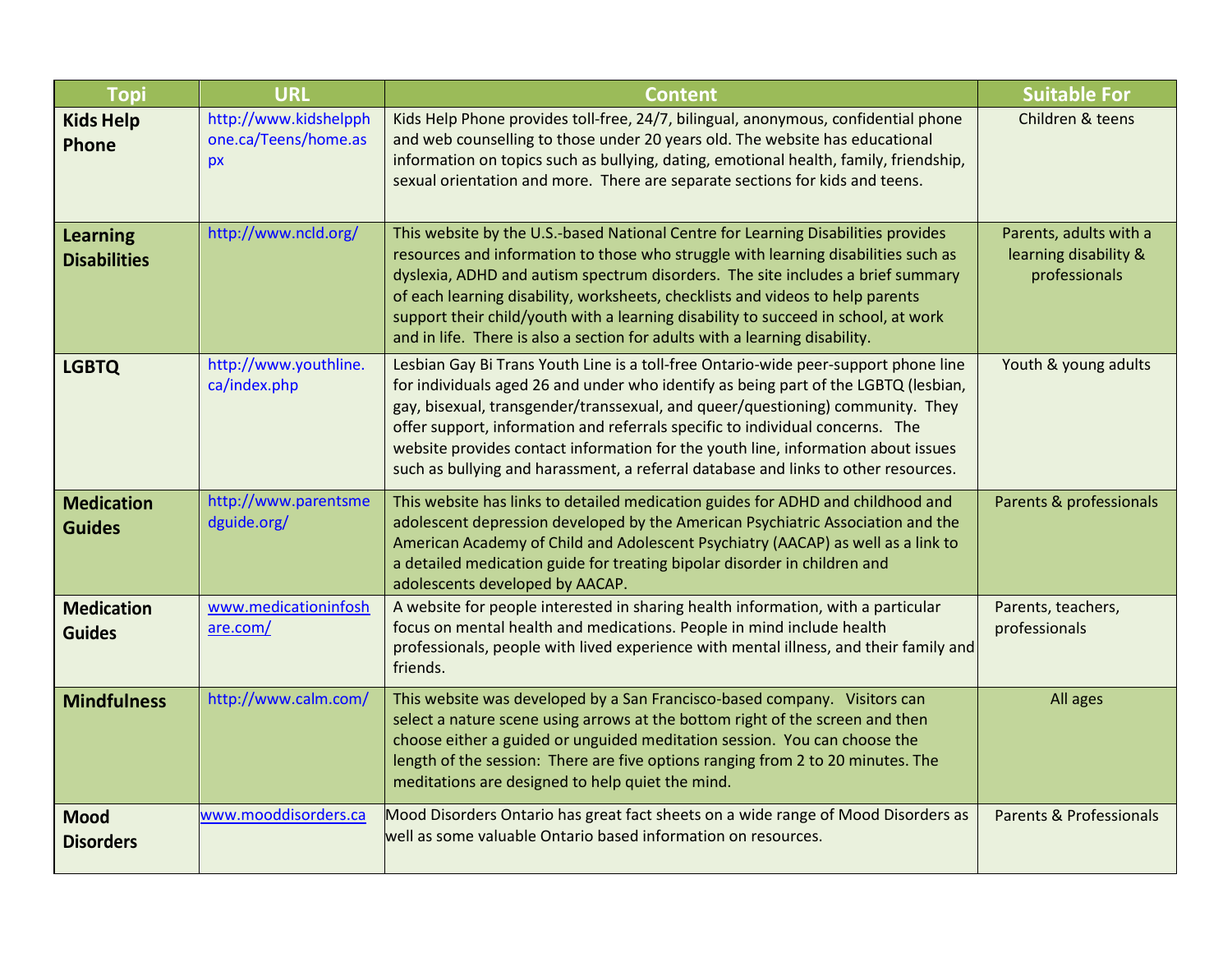| Topi | URL | Content | Suitable For |
|---|---|---|---|
| **Kids Help Phone** | http://www.kidshelpphone.ca/Teens/home.aspx | Kids Help Phone provides toll-free, 24/7, bilingual, anonymous, confidential phone and web counselling to those under 20 years old. The website has educational information on topics such as bullying, dating, emotional health, family, friendship, sexual orientation and more. There are separate sections for kids and teens. | Children & teens |
| **Learning Disabilities** | http://www.ncld.org/ | This website by the U.S.-based National Centre for Learning Disabilities provides resources and information to those who struggle with learning disabilities such as dyslexia, ADHD and autism spectrum disorders. The site includes a brief summary of each learning disability, worksheets, checklists and videos to help parents support their child/youth with a learning disability to succeed in school, at work and in life. There is also a section for adults with a learning disability. | Parents, adults with a learning disability & professionals |
| **LGBTQ** | http://www.youthline.ca/index.php | Lesbian Gay Bi Trans Youth Line is a toll-free Ontario-wide peer-support phone line for individuals aged 26 and under who identify as being part of the LGBTQ (lesbian, gay, bisexual, transgender/transsexual, and queer/questioning) community. They offer support, information and referrals specific to individual concerns. The website provides contact information for the youth line, information about issues such as bullying and harassment, a referral database and links to other resources. | Youth & young adults |
| **Medication Guides** | http://www.parentsmedguide.org/ | This website has links to detailed medication guides for ADHD and childhood and adolescent depression developed by the American Psychiatric Association and the American Academy of Child and Adolescent Psychiatry (AACAP) as well as a link to a detailed medication guide for treating bipolar disorder in children and adolescents developed by AACAP. | Parents & professionals |
| **Medication Guides** | www.medicationinfoshare.com/ | A website for people interested in sharing health information, with a particular focus on mental health and medications. People in mind include health professionals, people with lived experience with mental illness, and their family and friends. | Parents, teachers, professionals |
| **Mindfulness** | http://www.calm.com/ | This website was developed by a San Francisco-based company. Visitors can select a nature scene using arrows at the bottom right of the screen and then choose either a guided or unguided meditation session. You can choose the length of the session: There are five options ranging from 2 to 20 minutes. The meditations are designed to help quiet the mind. | All ages |
| **Mood Disorders** | www.mooddisorders.ca | Mood Disorders Ontario has great fact sheets on a wide range of Mood Disorders as well as some valuable Ontario based information on resources. | Parents & Professionals |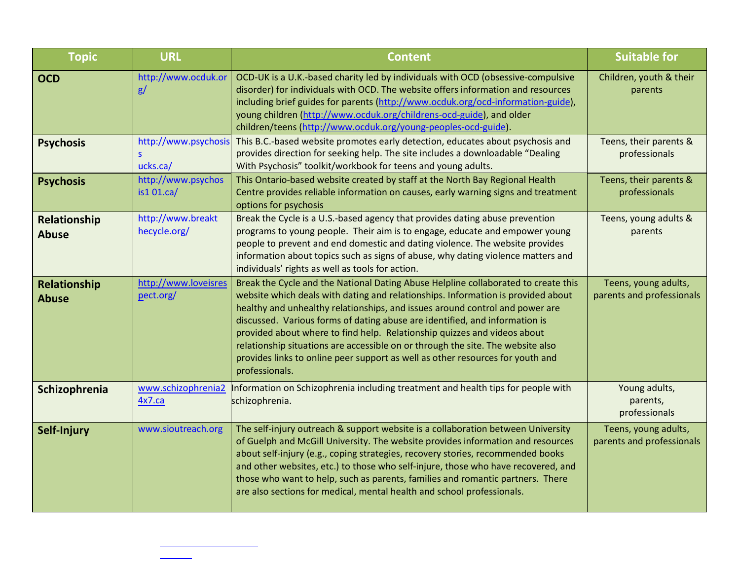| Topic | URL | Content | Suitable for |
|---|---|---|---|
| **OCD** | http://www.ocduk.org/ | OCD-UK is a U.K.-based charity led by individuals with OCD (obsessive-compulsive disorder) for individuals with OCD. The website offers information and resources including brief guides for parents (http://www.ocduk.org/ocd-information-guide), young children (http://www.ocduk.org/childrens-ocd-guide), and older children/teens (http://www.ocduk.org/young-peoples-ocd-guide). | Children, youth & their parents |
| **Psychosis** | http://www.psychosissucks.ca/ | This B.C.-based website promotes early detection, educates about psychosis and provides direction for seeking help. The site includes a downloadable "Dealing With Psychosis" toolkit/workbook for teens and young adults. | Teens, their parents & professionals |
| **Psychosis** | http://www.psychosis101.ca/ | This Ontario-based website created by staff at the North Bay Regional Health Centre provides reliable information on causes, early warning signs and treatment options for psychosis | Teens, their parents & professionals |
| **Relationship Abuse** | http://www.breakthecycle.org/ | Break the Cycle is a U.S.-based agency that provides dating abuse prevention programs to young people. Their aim is to engage, educate and empower young people to prevent and end domestic and dating violence. The website provides information about topics such as signs of abuse, why dating violence matters and individuals' rights as well as tools for action. | Teens, young adults & parents |
| **Relationship Abuse** | http://www.loveisrespect.org/ | Break the Cycle and the National Dating Abuse Helpline collaborated to create this website which deals with dating and relationships. Information is provided about healthy and unhealthy relationships, and issues around control and power are discussed. Various forms of dating abuse are identified, and information is provided about where to find help. Relationship quizzes and videos about relationship situations are accessible on or through the site. The website also provides links to online peer support as well as other resources for youth and professionals. | Teens, young adults, parents and professionals |
| **Schizophrenia** | www.schizophrenia24x7.ca | Information on Schizophrenia including treatment and health tips for people with schizophrenia. | Young adults, parents, professionals |
| **Self-Injury** | www.sioutreach.org | The self-injury outreach & support website is a collaboration between University of Guelph and McGill University. The website provides information and resources about self-injury (e.g., coping strategies, recovery stories, recommended books and other websites, etc.) to those who self-injure, those who have recovered, and those who want to help, such as parents, families and romantic partners. There are also sections for medical, mental health and school professionals. | Teens, young adults, parents and professionals |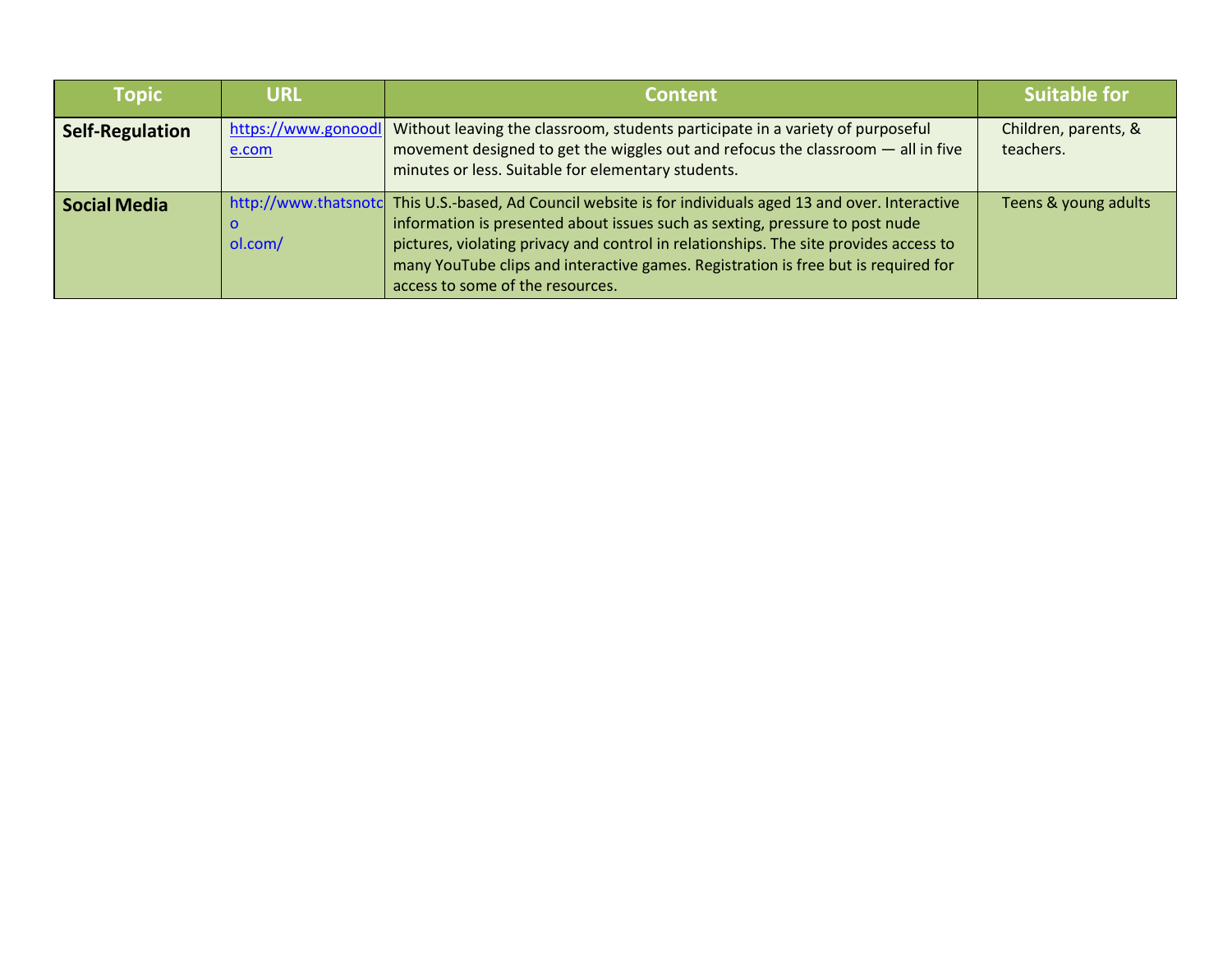| Topic | URL | Content | Suitable for |
|---|---|---|---|
| **Self-Regulation** | https://www.gonoodle.com | Without leaving the classroom, students participate in a variety of purposeful movement designed to get the wiggles out and refocus the classroom — all in five minutes or less. Suitable for elementary students. | Children, parents, & teachers. |
| **Social Media** | http://www.thatsnotcool.com/ | This U.S.-based, Ad Council website is for individuals aged 13 and over. Interactive information is presented about issues such as sexting, pressure to post nude pictures, violating privacy and control in relationships. The site provides access to many YouTube clips and interactive games. Registration is free but is required for access to some of the resources. | Teens & young adults |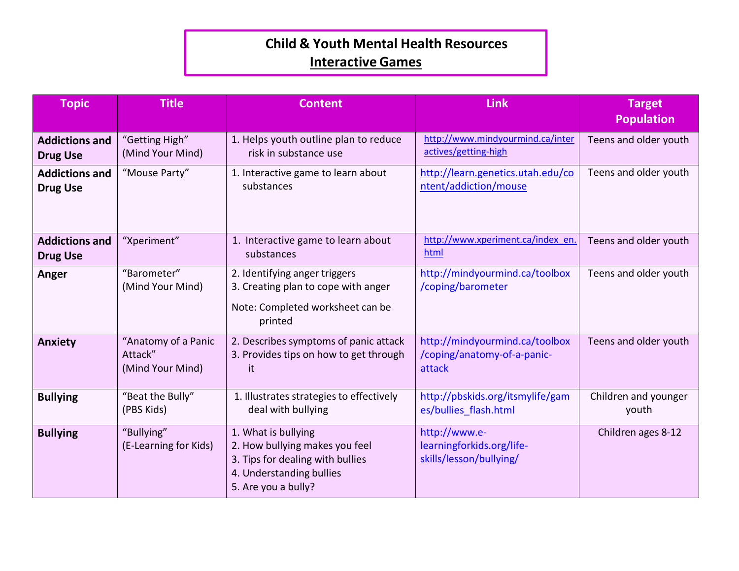# Child & Youth Mental Health Resources

## Interactive Games

| Topic | Title | Content | Link | Target Population |
|---|---|---|---|---|
| **Addictions and Drug Use** | "Getting High" (Mind Your Mind) | 1. Helps youth outline plan to reduce risk in substance use | http://www.mindyourmind.ca/interactives/getting-high | Teens and older youth |
| **Addictions and Drug Use** | "Mouse Party" | 1. Interactive game to learn about substances | http://learn.genetics.utah.edu/content/addiction/mouse | Teens and older youth |
| **Addictions and Drug Use** | "Xperiment" | 1. Interactive game to learn about substances | http://www.xperiment.ca/index_en.html | Teens and older youth |
| **Anger** | "Barometer" (Mind Your Mind) | 2. Identifying anger triggers<br>3. Creating plan to cope with anger<br>Note: Completed worksheet can be printed | http://mindyourmind.ca/toolbox/coping/barometer | Teens and older youth |
| **Anxiety** | "Anatomy of a Panic Attack" (Mind Your Mind) | 2. Describes symptoms of panic attack<br>3. Provides tips on how to get through it | http://mindyourmind.ca/toolbox/coping/anatomy-of-a-panic-attack | Teens and older youth |
| **Bullying** | "Beat the Bully" (PBS Kids) | 1. Illustrates strategies to effectively deal with bullying | http://pbskids.org/itsmylife/games/bullies_flash.html | Children and younger youth |
| **Bullying** | "Bullying" (E-Learning for Kids) | 1. What is bullying<br>2. How bullying makes you feel<br>3. Tips for dealing with bullies<br>4. Understanding bullies<br>5. Are you a bully? | http://www.e-learningforkids.org/life-skills/lesson/bullying/ | Children ages 8-12 |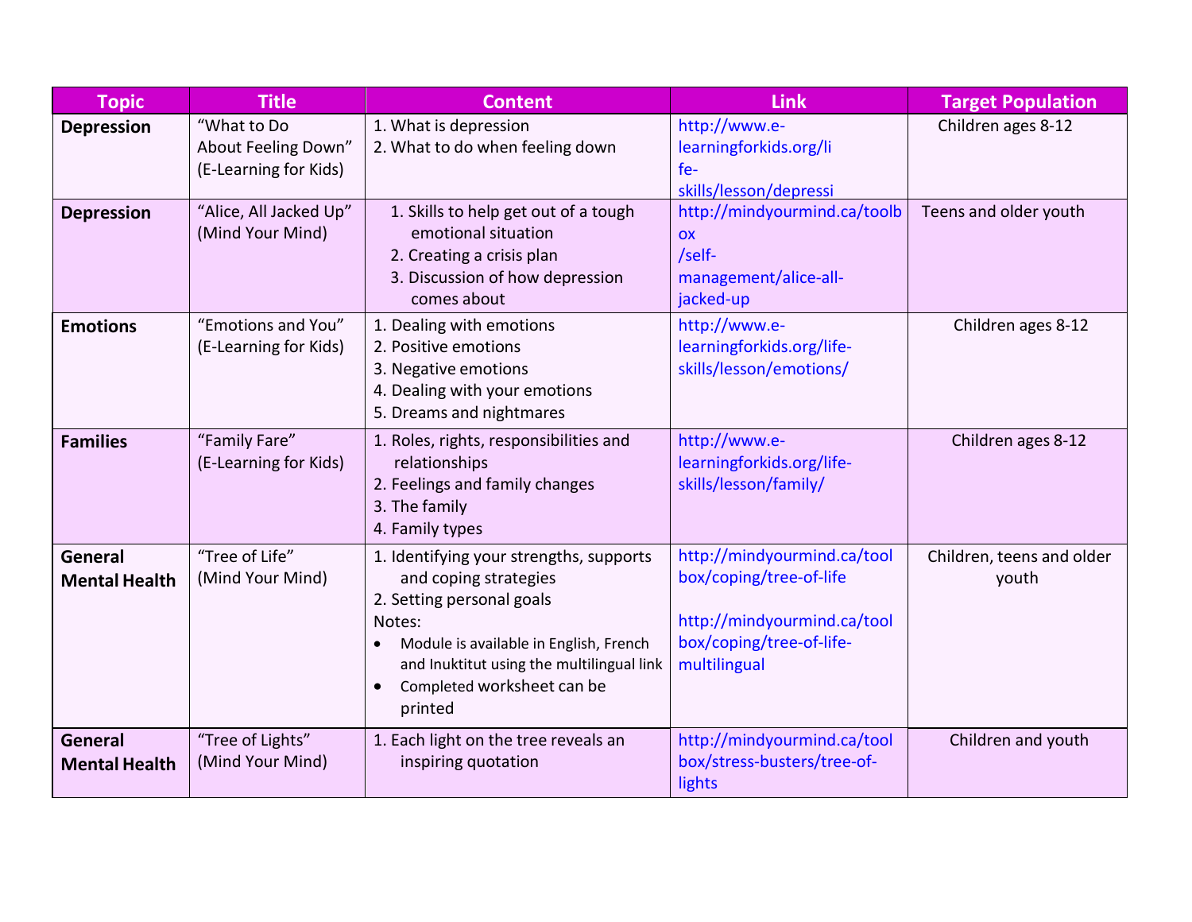| Topic | Title | Content | Link | Target Population |
|---|---|---|---|---|
| **Depression** | "What to Do About Feeling Down" (E-Learning for Kids) | 1. What is depression<br>2. What to do when feeling down | http://www.e-learningforkids.org/life-skills/lesson/depressi | Children ages 8-12 |
| **Depression** | "Alice, All Jacked Up" (Mind Your Mind) | 1. Skills to help get out of a tough emotional situation<br>2. Creating a crisis plan<br>3. Discussion of how depression comes about | http://mindyourmind.ca/toolbox/self-management/alice-all-jacked-up | Teens and older youth |
| **Emotions** | "Emotions and You" (E-Learning for Kids) | 1. Dealing with emotions<br>2. Positive emotions<br>3. Negative emotions<br>4. Dealing with your emotions<br>5. Dreams and nightmares | http://www.e-learningforkids.org/life-skills/lesson/emotions/ | Children ages 8-12 |
| **Families** | "Family Fare" (E-Learning for Kids) | 1. Roles, rights, responsibilities and relationships<br>2. Feelings and family changes<br>3. The family<br>4. Family types | http://www.e-learningforkids.org/life-skills/lesson/family/ | Children ages 8-12 |
| **General Mental Health** | "Tree of Life" (Mind Your Mind) | 1. Identifying your strengths, supports and coping strategies<br>2. Setting personal goals<br>Notes:<br>• Module is available in English, French and Inuktitut using the multilingual link<br>• Completed worksheet can be printed | http://mindyourmind.ca/toolbox/coping/tree-of-life<br><br>http://mindyourmind.ca/toolbox/coping/tree-of-life-multilingual | Children, teens and older youth |
| **General Mental Health** | "Tree of Lights" (Mind Your Mind) | 1. Each light on the tree reveals an inspiring quotation | http://mindyourmind.ca/toolbox/stress-busters/tree-of-lights | Children and youth |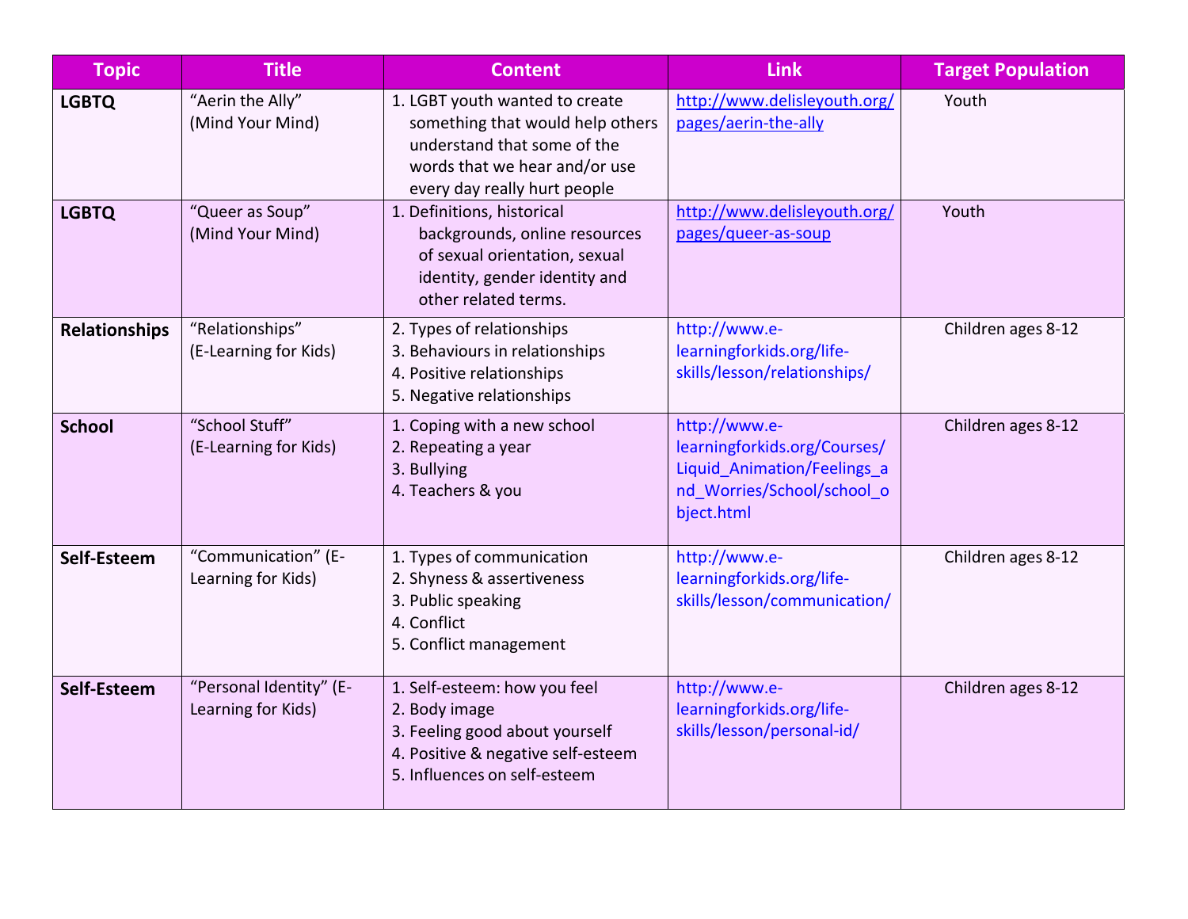| Topic | Title | Content | Link | Target Population |
|---|---|---|---|---|
| **LGBTQ** | "Aerin the Ally" (Mind Your Mind) | 1. LGBT youth wanted to create something that would help others understand that some of the words that we hear and/or use every day really hurt people | http://www.delisleyouth.org/pages/aerin-the-ally | Youth |
| **LGBTQ** | "Queer as Soup" (Mind Your Mind) | 1. Definitions, historical backgrounds, online resources of sexual orientation, sexual identity, gender identity and other related terms. | http://www.delisleyouth.org/pages/queer-as-soup | Youth |
| **Relationships** | "Relationships" (E-Learning for Kids) | 2. Types of relationships<br>3. Behaviours in relationships<br>4. Positive relationships<br>5. Negative relationships | http://www.e-learningforkids.org/life-skills/lesson/relationships/ | Children ages 8-12 |
| **School** | "School Stuff" (E-Learning for Kids) | 1. Coping with a new school<br>2. Repeating a year<br>3. Bullying<br>4. Teachers & you | http://www.e-learningforkids.org/Courses/Liquid_Animation/Feelings_and_Worries/School/school_object.html | Children ages 8-12 |
| **Self-Esteem** | "Communication" (E-Learning for Kids) | 1. Types of communication<br>2. Shyness & assertiveness<br>3. Public speaking<br>4. Conflict<br>5. Conflict management | http://www.e-learningforkids.org/life-skills/lesson/communication/ | Children ages 8-12 |
| **Self-Esteem** | "Personal Identity" (E-Learning for Kids) | 1. Self-esteem: how you feel<br>2. Body image<br>3. Feeling good about yourself<br>4. Positive & negative self-esteem<br>5. Influences on self-esteem | http://www.e-learningforkids.org/life-skills/lesson/personal-id/ | Children ages 8-12 |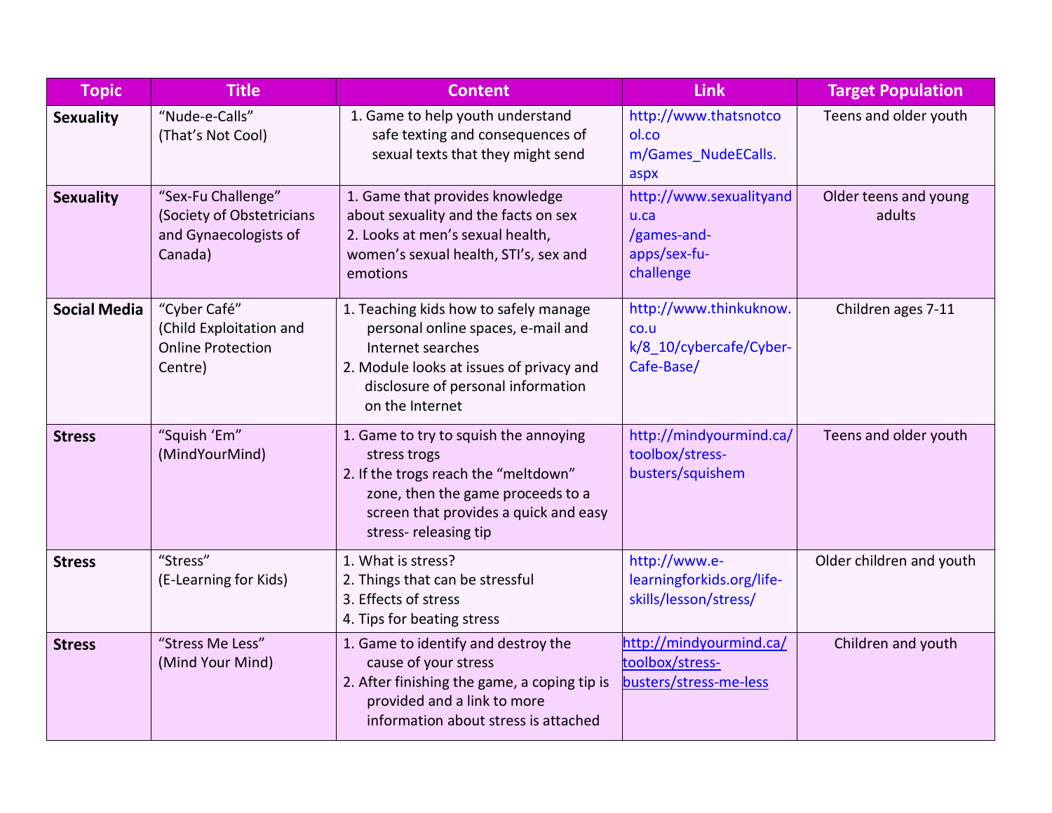| Topic | Title | Content | Link | Target Population |
|---|---|---|---|---|
| **Sexuality** | "Nude-e-Calls" (That's Not Cool) | 1. Game to help youth understand safe texting and consequences of sexual texts that they might send | http://www.thatsnotcool.com/Games_NudeECalls.aspx | Teens and older youth |
| **Sexuality** | "Sex-Fu Challenge" (Society of Obstetricians and Gynaecologists of Canada) | 1. Game that provides knowledge about sexuality and the facts on sex<br>2. Looks at men's sexual health, women's sexual health, STI's, sex and emotions | http://www.sexualityandu.ca/games-and-apps/sex-fu-challenge | Older teens and young adults |
| **Social Media** | "Cyber Café" (Child Exploitation and Online Protection Centre) | 1. Teaching kids how to safely manage personal online spaces, e-mail and Internet searches<br>2. Module looks at issues of privacy and disclosure of personal information on the Internet | http://www.thinkuknow.co.uk/8_10/cybercafe/Cyber-Cafe-Base/ | Children ages 7-11 |
| **Stress** | "Squish 'Em" (MindYourMind) | 1. Game to try to squish the annoying stress trogs<br>2. If the trogs reach the "meltdown" zone, then the game proceeds to a screen that provides a quick and easy stress- releasing tip | http://mindyourmind.ca/toolbox/stress-busters/squishem | Teens and older youth |
| **Stress** | "Stress" (E-Learning for Kids) | 1. What is stress?<br>2. Things that can be stressful<br>3. Effects of stress<br>4. Tips for beating stress | http://www.e-learningforkids.org/life-skills/lesson/stress/ | Older children and youth |
| **Stress** | "Stress Me Less" (Mind Your Mind) | 1. Game to identify and destroy the cause of your stress<br>2. After finishing the game, a coping tip is provided and a link to more information about stress is attached | http://mindyourmind.ca/toolbox/stress-busters/stress-me-less | Children and youth |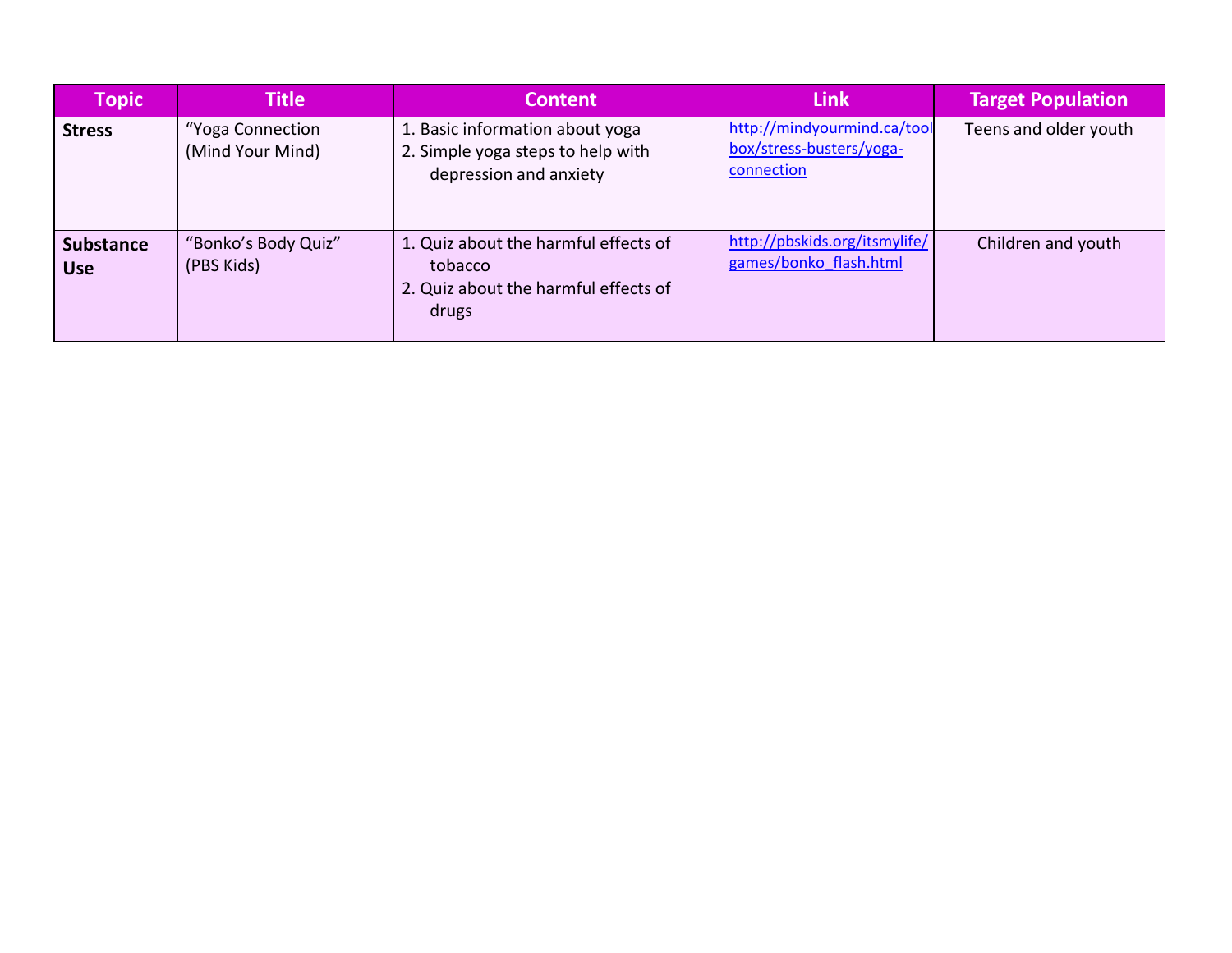| Topic | Title | Content | Link | Target Population |
| --- | --- | --- | --- | --- |
| **Stress** | "Yoga Connection (Mind Your Mind) | 1. Basic information about yoga<br>2. Simple yoga steps to help with depression and anxiety | http://mindyourmind.ca/toolbox/stress-busters/yoga-connection | Teens and older youth |
| **Substance Use** | "Bonko's Body Quiz" (PBS Kids) | 1. Quiz about the harmful effects of tobacco<br>2. Quiz about the harmful effects of drugs | http://pbskids.org/itsmylife/games/bonko_flash.html | Children and youth |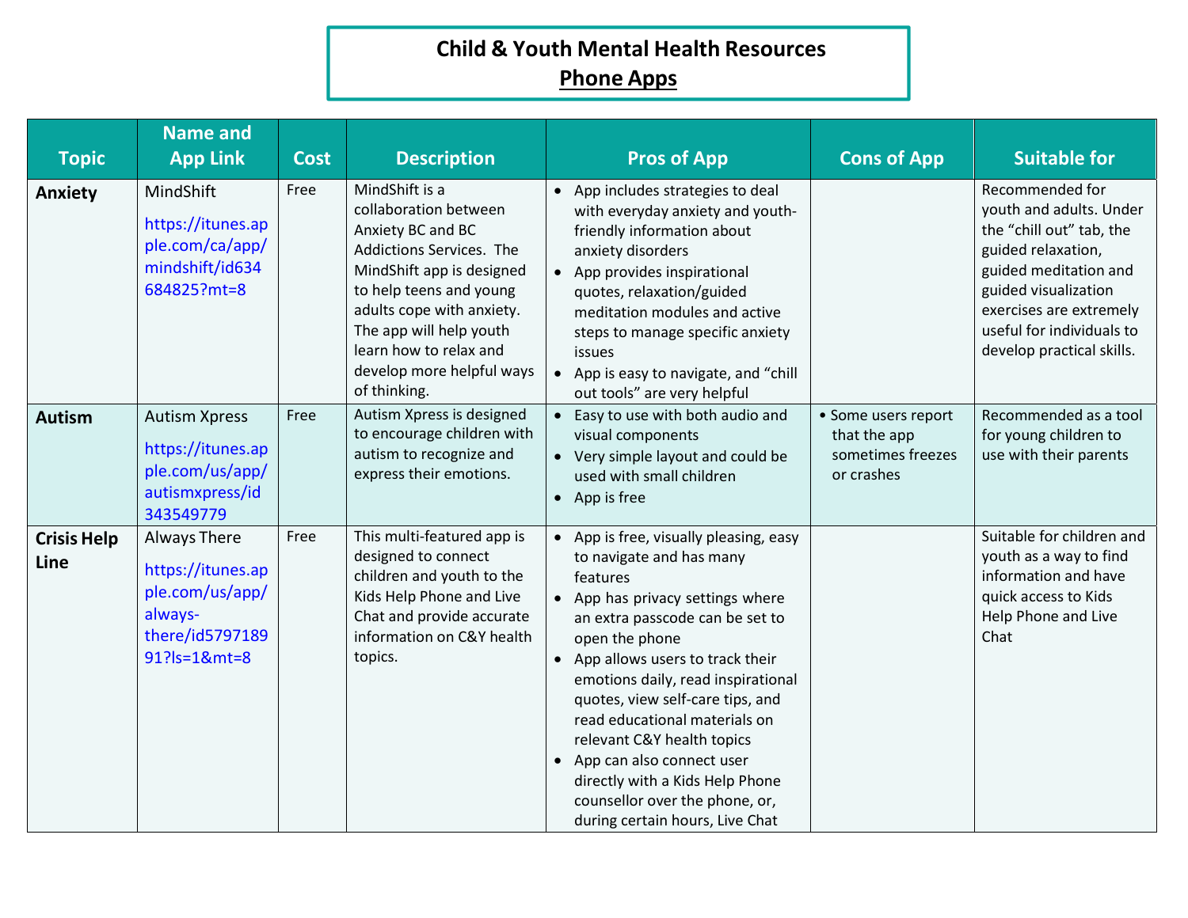# Child & Youth Mental Health Resources
## Phone Apps

| Topic | Name and App Link | Cost | Description | Pros of App | Cons of App | Suitable for |
|---|---|---|---|---|---|---|
| **Anxiety** | MindShift https://itunes.apple.com/ca/app/mindshift/id634684825?mt=8 | Free | MindShift is a collaboration between Anxiety BC and BC Addictions Services. The MindShift app is designed to help teens and young adults cope with anxiety. The app will help youth learn how to relax and develop more helpful ways of thinking. | • App includes strategies to deal with everyday anxiety and youth-friendly information about anxiety disorders<br>• App provides inspirational quotes, relaxation/guided meditation modules and active steps to manage specific anxiety issues<br>• App is easy to navigate, and "chill out tools" are very helpful | | Recommended for youth and adults. Under the "chill out" tab, the guided relaxation, guided meditation and guided visualization exercises are extremely useful for individuals to develop practical skills. |
| **Autism** | Autism Xpress https://itunes.apple.com/us/app/autismxpress/id343549779 | Free | Autism Xpress is designed to encourage children with autism to recognize and express their emotions. | • Easy to use with both audio and visual components<br>• Very simple layout and could be used with small children<br>• App is free | • Some users report that the app sometimes freezes or crashes | Recommended as a tool for young children to use with their parents |
| **Crisis Help Line** | Always There https://itunes.apple.com/us/app/always-there/id579718991?ls=1&mt=8 | Free | This multi-featured app is designed to connect children and youth to the Kids Help Phone and Live Chat and provide accurate information on C&Y health topics. | • App is free, visually pleasing, easy to navigate and has many features<br>• App has privacy settings where an extra passcode can be set to open the phone<br>• App allows users to track their emotions daily, read inspirational quotes, view self-care tips, and read educational materials on relevant C&Y health topics<br>• App can also connect user directly with a Kids Help Phone counsellor over the phone, or, during certain hours, Live Chat | | Suitable for children and youth as a way to find information and have quick access to Kids Help Phone and Live Chat |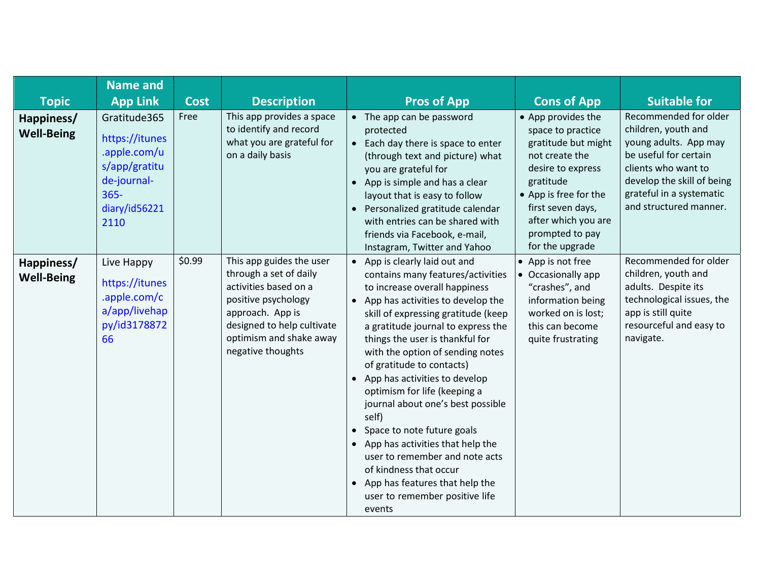| Topic | Name and App Link | Cost | Description | Pros of App | Cons of App | Suitable for |
|---|---|---|---|---|---|---|
| **Happiness/ Well-Being** | Gratitude365 https://itunes.apple.com/us/app/gratitude-journal-365-diary/id562212110 | Free | This app provides a space to identify and record what you are grateful for on a daily basis | • The app can be password protected<br>• Each day there is space to enter (through text and picture) what you are grateful for<br>• App is simple and has a clear layout that is easy to follow<br>• Personalized gratitude calendar with entries can be shared with friends via Facebook, e-mail, Instagram, Twitter and Yahoo | • App provides the space to practice gratitude but might not create the desire to express gratitude<br>• App is free for the first seven days, after which you are prompted to pay for the upgrade | Recommended for older children, youth and young adults. App may be useful for certain clients who want to develop the skill of being grateful in a systematic and structured manner. |
| **Happiness/ Well-Being** | Live Happy https://itunes.apple.com/ca/app/livehappy/id317887266 | $0.99 | This app guides the user through a set of daily activities based on a positive psychology approach. App is designed to help cultivate optimism and shake away negative thoughts | • App is clearly laid out and contains many features/activities to increase overall happiness<br>• App has activities to develop the skill of expressing gratitude (keep a gratitude journal to express the things the user is thankful for with the option of sending notes of gratitude to contacts)<br>• App has activities to develop optimism for life (keeping a journal about one's best possible self)<br>• Space to note future goals<br>• App has activities that help the user to remember and note acts of kindness that occur<br>• App has features that help the user to remember positive life events | • App is not free<br>• Occasionally app "crashes", and information being worked on is lost; this can become quite frustrating | Recommended for older children, youth and adults. Despite its technological issues, the app is still quite resourceful and easy to navigate. |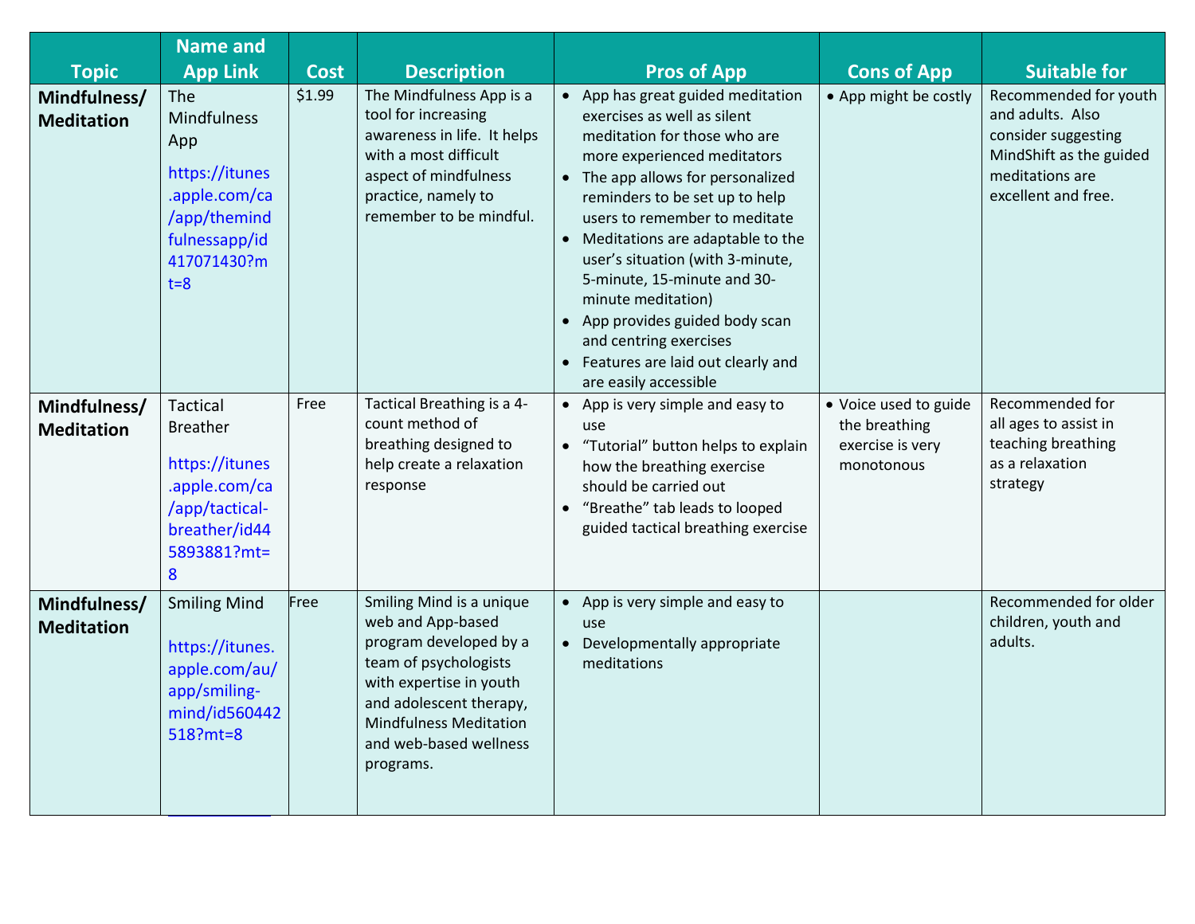| Topic | Name and App Link | Cost | Description | Pros of App | Cons of App | Suitable for |
|---|---|---|---|---|---|---|
| **Mindfulness/ Meditation** | The Mindfulness App https://itunes.apple.com/ca/app/themindfulnessapp/id417071430?mt=8 | $1.99 | The Mindfulness App is a tool for increasing awareness in life. It helps with a most difficult aspect of mindfulness practice, namely to remember to be mindful. | • App has great guided meditation exercises as well as silent meditation for those who are more experienced meditators<br>• The app allows for personalized reminders to be set up to help users to remember to meditate<br>• Meditations are adaptable to the user's situation (with 3-minute, 5-minute, 15-minute and 30-minute meditation)<br>• App provides guided body scan and centring exercises<br>• Features are laid out clearly and are easily accessible | • App might be costly | Recommended for youth and adults. Also consider suggesting MindShift as the guided meditations are excellent and free. |
| **Mindfulness/ Meditation** | Tactical Breather https://itunes.apple.com/ca/app/tactical-breather/id445893881?mt=8 | Free | Tactical Breathing is a 4-count method of breathing designed to help create a relaxation response | • App is very simple and easy to use<br>• "Tutorial" button helps to explain how the breathing exercise should be carried out<br>• "Breathe" tab leads to looped guided tactical breathing exercise | • Voice used to guide the breathing exercise is very monotonous | Recommended for all ages to assist in teaching breathing as a relaxation strategy |
| **Mindfulness/ Meditation** | Smiling Mind https://itunes.apple.com/au/app/smiling-mind/id560442518?mt=8 | Free | Smiling Mind is a unique web and App-based program developed by a team of psychologists with expertise in youth and adolescent therapy, Mindfulness Meditation and web-based wellness programs. | • App is very simple and easy to use<br>• Developmentally appropriate meditations | | Recommended for older children, youth and adults. |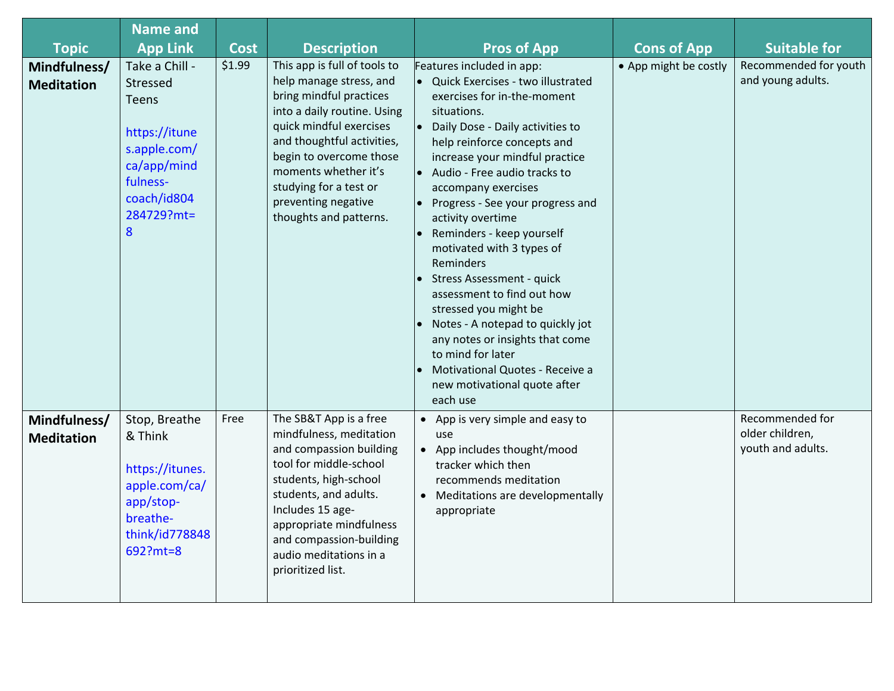| Topic | Name and App Link | Cost | Description | Pros of App | Cons of App | Suitable for |
|---|---|---|---|---|---|---|
| **Mindfulness/ Meditation** | Take a Chill - Stressed Teens<br><br>https://itunes.apple.com/ca/app/mindfulness-coach/id804284729?mt=8 | $1.99 | This app is full of tools to help manage stress, and bring mindful practices into a daily routine. Using quick mindful exercises and thoughtful activities, begin to overcome those moments whether it's studying for a test or preventing negative thoughts and patterns. | Features included in app:<br>• Quick Exercises - two illustrated exercises for in-the-moment situations.<br>• Daily Dose - Daily activities to help reinforce concepts and increase your mindful practice<br>• Audio - Free audio tracks to accompany exercises<br>• Progress - See your progress and activity overtime<br>• Reminders - keep yourself motivated with 3 types of Reminders<br>• Stress Assessment - quick assessment to find out how stressed you might be<br>• Notes - A notepad to quickly jot any notes or insights that come to mind for later<br>• Motivational Quotes - Receive a new motivational quote after each use | • App might be costly | Recommended for youth and young adults. |
| **Mindfulness/ Meditation** | Stop, Breathe & Think<br><br>https://itunes.apple.com/ca/app/stop-breathe-think/id778848692?mt=8 | Free | The SB&T App is a free mindfulness, meditation and compassion building tool for middle-school students, high-school students, and adults. Includes 15 age-appropriate mindfulness and compassion-building audio meditations in a prioritized list. | • App is very simple and easy to use<br>• App includes thought/mood tracker which then recommends meditation<br>• Meditations are developmentally appropriate | | Recommended for older children, youth and adults. |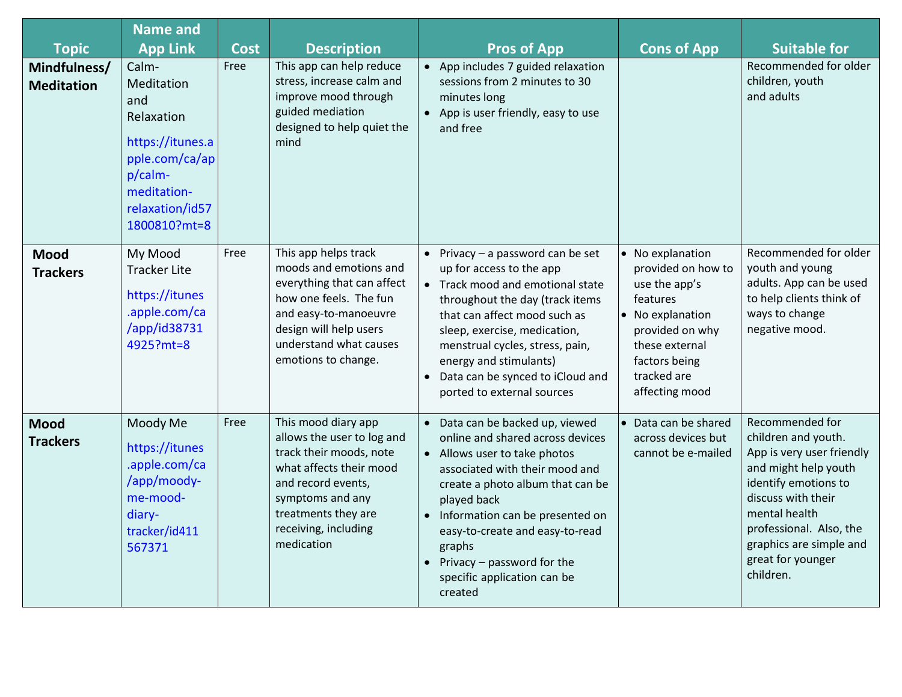| Topic | Name and App Link | Cost | Description | Pros of App | Cons of App | Suitable for |
| --- | --- | --- | --- | --- | --- | --- |
| **Mindfulness/ Meditation** | Calm- Meditation and Relaxation https://itunes.apple.com/ca/app/calm-meditation-relaxation/id571800810?mt=8 | Free | This app can help reduce stress, increase calm and improve mood through guided mediation designed to help quiet the mind | • App includes 7 guided relaxation sessions from 2 minutes to 30 minutes long<br>• App is user friendly, easy to use and free | | Recommended for older children, youth and adults |
| **Mood Trackers** | My Mood Tracker Lite https://itunes.apple.com/ca/app/id387314925?mt=8 | Free | This app helps track moods and emotions and everything that can affect how one feels. The fun and easy-to-manoeuvre design will help users understand what causes emotions to change. | • Privacy – a password can be set up for access to the app<br>• Track mood and emotional state throughout the day (track items that can affect mood such as sleep, exercise, medication, menstrual cycles, stress, pain, energy and stimulants)<br>• Data can be synced to iCloud and ported to external sources | • No explanation provided on how to use the app's features<br>• No explanation provided on why these external factors being tracked are affecting mood | Recommended for older youth and young adults. App can be used to help clients think of ways to change negative mood. |
| **Mood Trackers** | Moody Me https://itunes.apple.com/ca/app/moody-me-mood-diary-tracker/id411567371 | Free | This mood diary app allows the user to log and track their moods, note what affects their mood and record events, symptoms and any treatments they are receiving, including medication | • Data can be backed up, viewed online and shared across devices<br>• Allows user to take photos associated with their mood and create a photo album that can be played back<br>• Information can be presented on easy-to-create and easy-to-read graphs<br>• Privacy – password for the specific application can be created | • Data can be shared across devices but cannot be e-mailed | Recommended for children and youth. App is very user friendly and might help youth identify emotions to discuss with their mental health professional. Also, the graphics are simple and great for younger children. |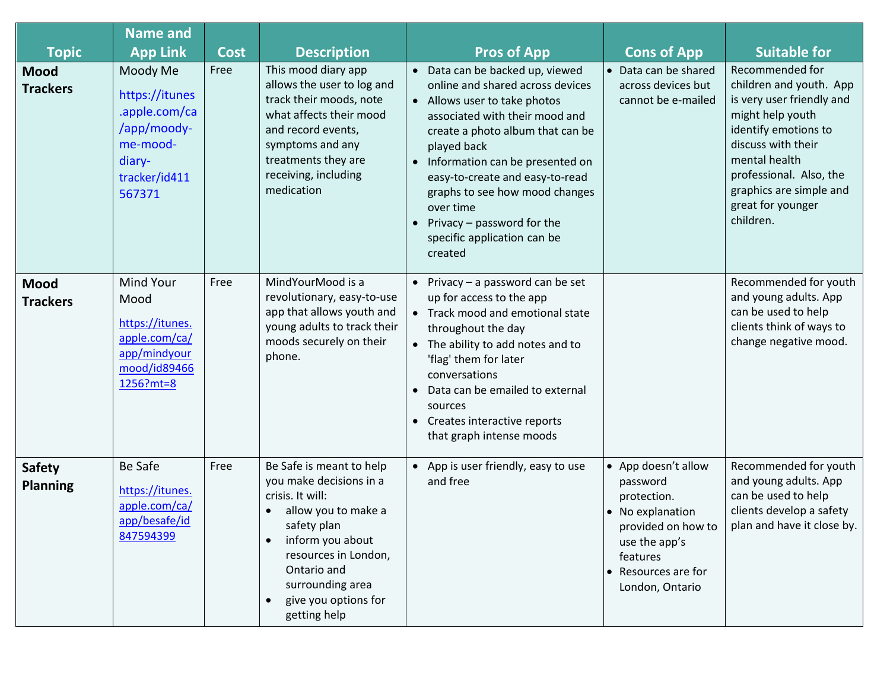| Topic | Name and App Link | Cost | Description | Pros of App | Cons of App | Suitable for |
|---|---|---|---|---|---|---|
| **Mood Trackers** | Moody Me https://itunes.apple.com/ca/app/moody-me-mood-diary-tracker/id411567371 | Free | This mood diary app allows the user to log and track their moods, note what affects their mood and record events, symptoms and any treatments they are receiving, including medication | • Data can be backed up, viewed online and shared across devices<br>• Allows user to take photos associated with their mood and create a photo album that can be played back<br>• Information can be presented on easy-to-create and easy-to-read graphs to see how mood changes over time<br>• Privacy – password for the specific application can be created | • Data can be shared across devices but cannot be e-mailed | Recommended for children and youth. App is very user friendly and might help youth identify emotions to discuss with their mental health professional. Also, the graphics are simple and great for younger children. |
| **Mood Trackers** | Mind Your Mood https://itunes.apple.com/ca/app/mindyourmood/id894661256?mt=8 | Free | MindYourMood is a revolutionary, easy-to-use app that allows youth and young adults to track their moods securely on their phone. | • Privacy – a password can be set up for access to the app<br>• Track mood and emotional state throughout the day<br>• The ability to add notes and to 'flag' them for later conversations<br>• Data can be emailed to external sources<br>• Creates interactive reports that graph intense moods | | Recommended for youth and young adults. App can be used to help clients think of ways to change negative mood. |
| **Safety Planning** | Be Safe https://itunes.apple.com/ca/app/besafe/id847594399 | Free | Be Safe is meant to help you make decisions in a crisis. It will:<br>• allow you to make a safety plan<br>• inform you about resources in London, Ontario and surrounding area<br>• give you options for getting help | • App is user friendly, easy to use and free | • App doesn't allow password protection.<br>• No explanation provided on how to use the app's features<br>• Resources are for London, Ontario | Recommended for youth and young adults. App can be used to help clients develop a safety plan and have it close by. |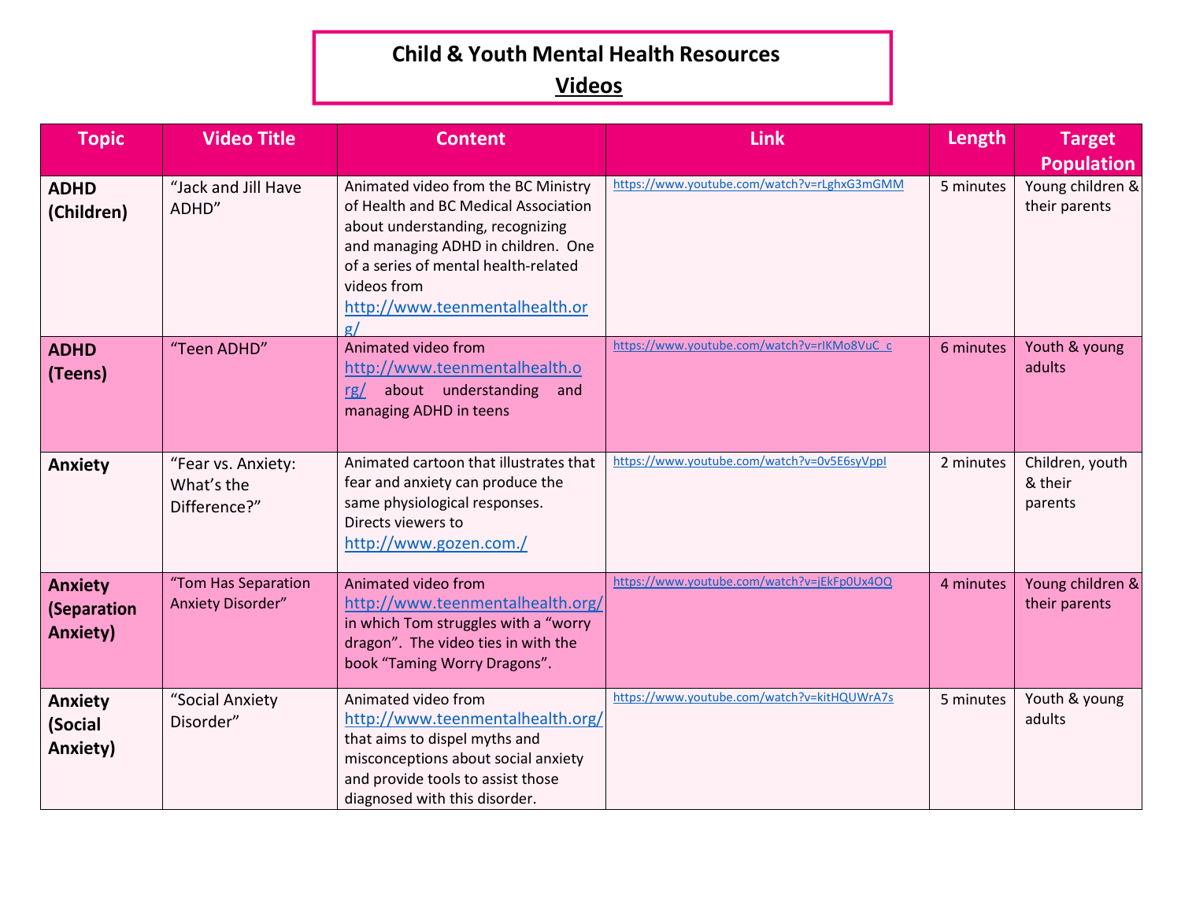# Child & Youth Mental Health Resources

## Videos

| Topic | Video Title | Content | Link | Length | Target Population |
|---|---|---|---|---|---|
| **ADHD (Children)** | "Jack and Jill Have ADHD" | Animated video from the BC Ministry of Health and BC Medical Association about understanding, recognizing and managing ADHD in children. One of a series of mental health-related videos from http://www.teenmentalhealth.org/ | https://www.youtube.com/watch?v=rLghxG3mGMM | 5 minutes | Young children & their parents |
| **ADHD (Teens)** | "Teen ADHD" | Animated video from http://www.teenmentalhealth.org/ about understanding and managing ADHD in teens | https://www.youtube.com/watch?v=rIKMo8VuC_c | 6 minutes | Youth & young adults |
| **Anxiety** | "Fear vs. Anxiety: What's the Difference?" | Animated cartoon that illustrates that fear and anxiety can produce the same physiological responses. Directs viewers to http://www.gozen.com./ | https://www.youtube.com/watch?v=0v5E6syVppI | 2 minutes | Children, youth & their parents |
| **Anxiety (Separation Anxiety)** | "Tom Has Separation Anxiety Disorder" | Animated video from http://www.teenmentalhealth.org/ in which Tom struggles with a "worry dragon". The video ties in with the book "Taming Worry Dragons". | https://www.youtube.com/watch?v=jEkFp0Ux4OQ | 4 minutes | Young children & their parents |
| **Anxiety (Social Anxiety)** | "Social Anxiety Disorder" | Animated video from http://www.teenmentalhealth.org/ that aims to dispel myths and misconceptions about social anxiety and provide tools to assist those diagnosed with this disorder. | https://www.youtube.com/watch?v=kitHQUWrA7s | 5 minutes | Youth & young adults |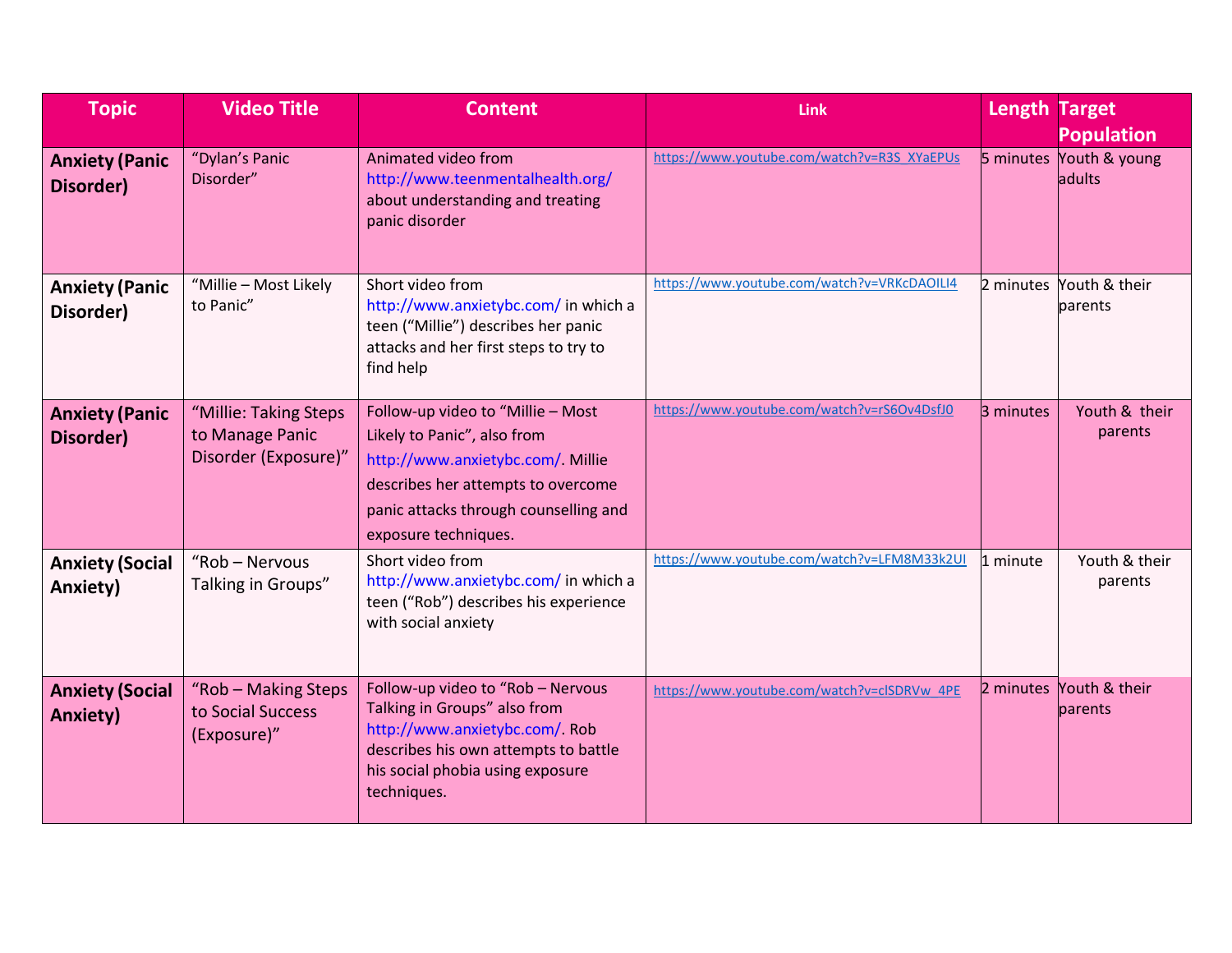| Topic | Video Title | Content | Link | Length | Target Population |
|---|---|---|---|---|---|
| **Anxiety (Panic Disorder)** | "Dylan's Panic Disorder" | Animated video from http://www.teenmentalhealth.org/ about understanding and treating panic disorder | https://www.youtube.com/watch?v=R3S_XYaEPUs | 5 minutes | Youth & young adults |
| **Anxiety (Panic Disorder)** | "Millie – Most Likely to Panic" | Short video from http://www.anxietybc.com/ in which a teen ("Millie") describes her panic attacks and her first steps to try to find help | https://www.youtube.com/watch?v=VRKcDAOILI4 | 2 minutes | Youth & their parents |
| **Anxiety (Panic Disorder)** | "Millie: Taking Steps to Manage Panic Disorder (Exposure)" | Follow-up video to "Millie – Most Likely to Panic", also from http://www.anxietybc.com/. Millie describes her attempts to overcome panic attacks through counselling and exposure techniques. | https://www.youtube.com/watch?v=rS6Ov4DsfJ0 | 3 minutes | Youth & their parents |
| **Anxiety (Social Anxiety)** | "Rob – Nervous Talking in Groups" | Short video from http://www.anxietybc.com/ in which a teen ("Rob") describes his experience with social anxiety | https://www.youtube.com/watch?v=LFM8M33k2UI | 1 minute | Youth & their parents |
| **Anxiety (Social Anxiety)** | "Rob – Making Steps to Social Success (Exposure)" | Follow-up video to "Rob – Nervous Talking in Groups" also from http://www.anxietybc.com/. Rob describes his own attempts to battle his social phobia using exposure techniques. | https://www.youtube.com/watch?v=clSDRVw_4PE | 2 minutes | Youth & their parents |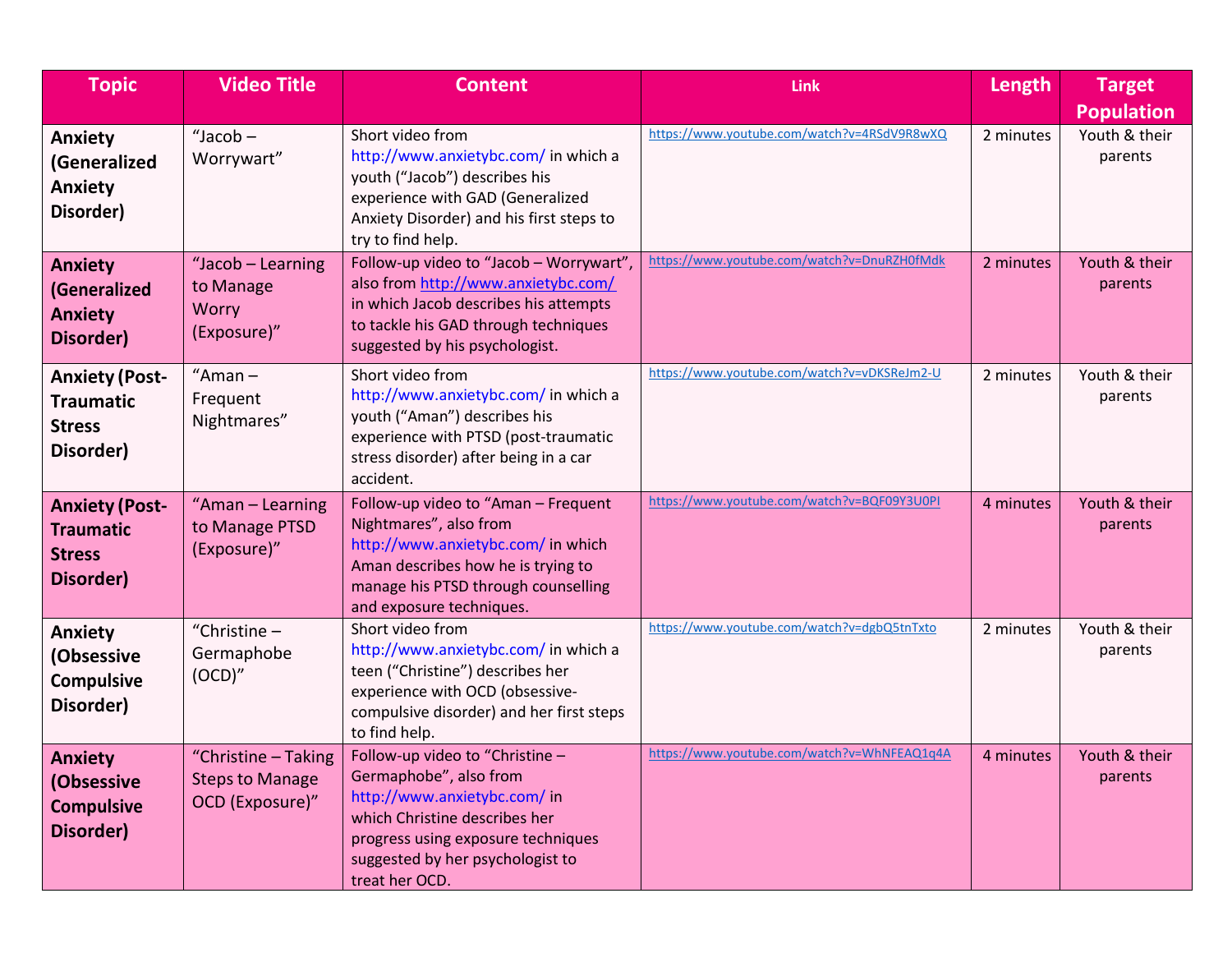| Topic | Video Title | Content | Link | Length | Target Population |
|---|---|---|---|---|---|
| **Anxiety (Generalized Anxiety Disorder)** | "Jacob – Worrywart" | Short video from http://www.anxietybc.com/ in which a youth ("Jacob") describes his experience with GAD (Generalized Anxiety Disorder) and his first steps to try to find help. | https://www.youtube.com/watch?v=4RSdV9R8wXQ | 2 minutes | Youth & their parents |
| **Anxiety (Generalized Anxiety Disorder)** | "Jacob – Learning to Manage Worry (Exposure)" | Follow-up video to "Jacob – Worrywart", also from http://www.anxietybc.com/ in which Jacob describes his attempts to tackle his GAD through techniques suggested by his psychologist. | https://www.youtube.com/watch?v=DnuRZH0fMdk | 2 minutes | Youth & their parents |
| **Anxiety (Post-Traumatic Stress Disorder)** | "Aman – Frequent Nightmares" | Short video from http://www.anxietybc.com/ in which a youth ("Aman") describes his experience with PTSD (post-traumatic stress disorder) after being in a car accident. | https://www.youtube.com/watch?v=vDKSReJm2-U | 2 minutes | Youth & their parents |
| **Anxiety (Post-Traumatic Stress Disorder)** | "Aman – Learning to Manage PTSD (Exposure)" | Follow-up video to "Aman – Frequent Nightmares", also from http://www.anxietybc.com/ in which Aman describes how he is trying to manage his PTSD through counselling and exposure techniques. | https://www.youtube.com/watch?v=BQF09Y3U0PI | 4 minutes | Youth & their parents |
| **Anxiety (Obsessive Compulsive Disorder)** | "Christine – Germaphobe (OCD)" | Short video from http://www.anxietybc.com/ in which a teen ("Christine") describes her experience with OCD (obsessive-compulsive disorder) and her first steps to find help. | https://www.youtube.com/watch?v=dgbQ5tnTxto | 2 minutes | Youth & their parents |
| **Anxiety (Obsessive Compulsive Disorder)** | "Christine – Taking Steps to Manage OCD (Exposure)" | Follow-up video to "Christine – Germaphobe", also from http://www.anxietybc.com/ in which Christine describes her progress using exposure techniques suggested by her psychologist to treat her OCD. | https://www.youtube.com/watch?v=WhNFEAQ1q4A | 4 minutes | Youth & their parents |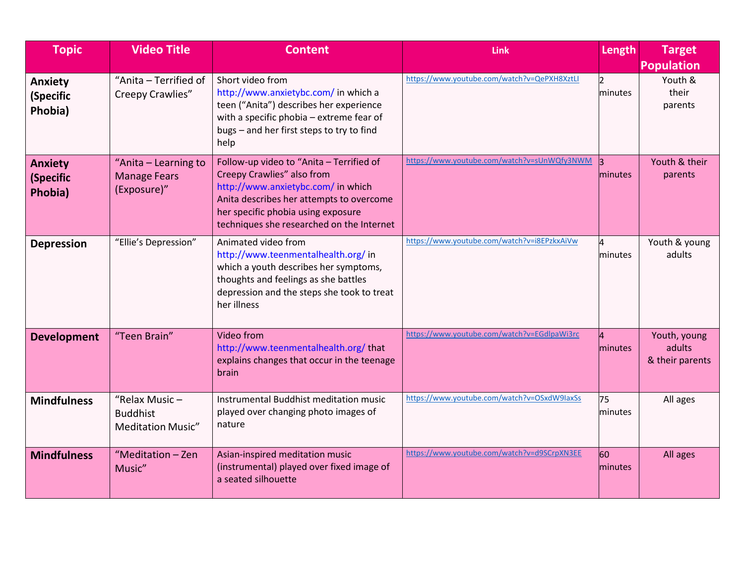| Topic | Video Title | Content | Link | Length | Target Population |
|---|---|---|---|---|---|
| **Anxiety (Specific Phobia)** | "Anita – Terrified of Creepy Crawlies" | Short video from http://www.anxietybc.com/ in which a teen ("Anita") describes her experience with a specific phobia – extreme fear of bugs – and her first steps to try to find help | https://www.youtube.com/watch?v=QePXH8XztLI | 2 minutes | Youth & their parents |
| **Anxiety (Specific Phobia)** | "Anita – Learning to Manage Fears (Exposure)" | Follow-up video to "Anita – Terrified of Creepy Crawlies" also from http://www.anxietybc.com/ in which Anita describes her attempts to overcome her specific phobia using exposure techniques she researched on the Internet | https://www.youtube.com/watch?v=sUnWQfy3NWM | 3 minutes | Youth & their parents |
| **Depression** | "Ellie's Depression" | Animated video from http://www.teenmentalhealth.org/ in which a youth describes her symptoms, thoughts and feelings as she battles depression and the steps she took to treat her illness | https://www.youtube.com/watch?v=i8EPzkxAiVw | 4 minutes | Youth & young adults |
| **Development** | "Teen Brain" | Video from http://www.teenmentalhealth.org/ that explains changes that occur in the teenage brain | https://www.youtube.com/watch?v=EGdlpaWi3rc | 4 minutes | Youth, young adults & their parents |
| **Mindfulness** | "Relax Music – Buddhist Meditation Music" | Instrumental Buddhist meditation music played over changing photo images of nature | https://www.youtube.com/watch?v=OSxdW9IaxSs | 75 minutes | All ages |
| **Mindfulness** | "Meditation – Zen Music" | Asian-inspired meditation music (instrumental) played over fixed image of a seated silhouette | https://www.youtube.com/watch?v=d9SCrpXN3EE | 60 minutes | All ages |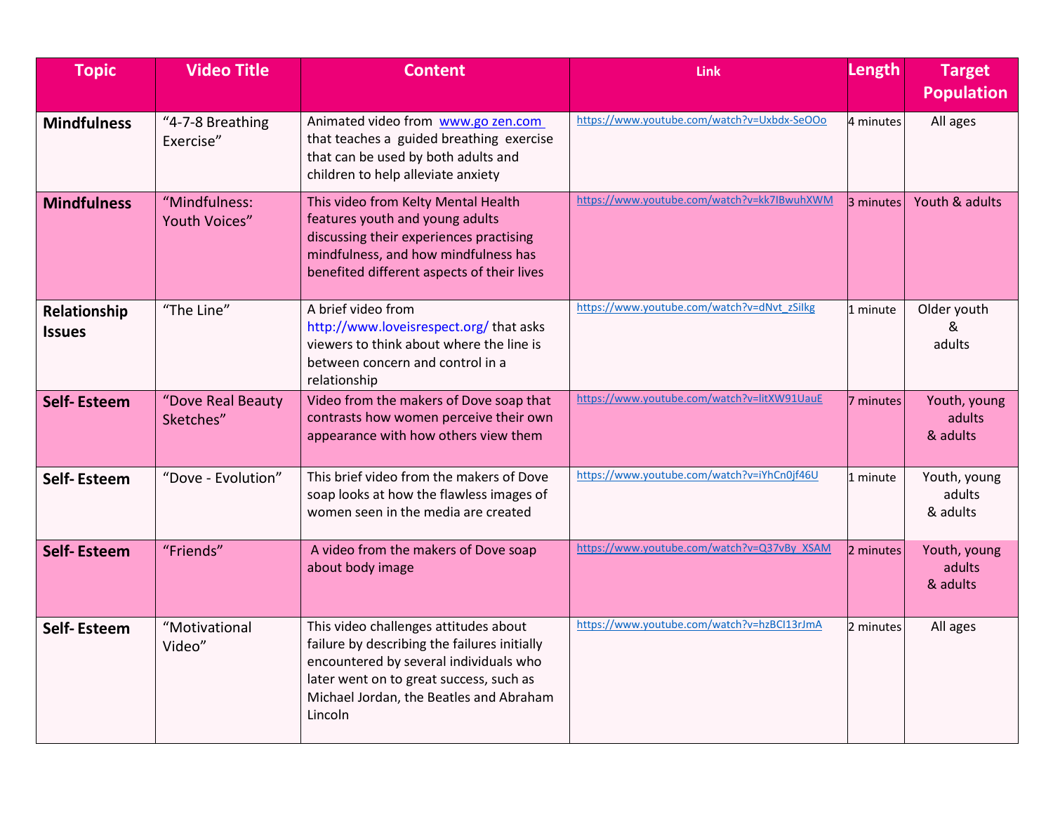| Topic | Video Title | Content | Link | Length | Target Population |
|---|---|---|---|---|---|
| **Mindfulness** | "4-7-8 Breathing Exercise" | Animated video from www.go zen.com that teaches a guided breathing exercise that can be used by both adults and children to help alleviate anxiety | https://www.youtube.com/watch?v=Uxbdx-SeOOo | 4 minutes | All ages |
| **Mindfulness** | "Mindfulness: Youth Voices" | This video from Kelty Mental Health features youth and young adults discussing their experiences practising mindfulness, and how mindfulness has benefited different aspects of their lives | https://www.youtube.com/watch?v=kk7IBwuhXWM | 3 minutes | Youth & adults |
| **Relationship Issues** | "The Line" | A brief video from http://www.loveisrespect.org/ that asks viewers to think about where the line is between concern and control in a relationship | https://www.youtube.com/watch?v=dNvt_zSilkg | 1 minute | Older youth & adults |
| **Self- Esteem** | "Dove Real Beauty Sketches" | Video from the makers of Dove soap that contrasts how women perceive their own appearance with how others view them | https://www.youtube.com/watch?v=litXW91UauE | 7 minutes | Youth, young adults & adults |
| **Self- Esteem** | "Dove - Evolution" | This brief video from the makers of Dove soap looks at how the flawless images of women seen in the media are created | https://www.youtube.com/watch?v=iYhCn0jf46U | 1 minute | Youth, young adults & adults |
| **Self- Esteem** | "Friends" | A video from the makers of Dove soap about body image | https://www.youtube.com/watch?v=Q37vBy_XSAM | 2 minutes | Youth, young adults & adults |
| **Self- Esteem** | "Motivational Video" | This video challenges attitudes about failure by describing the failures initially encountered by several individuals who later went on to great success, such as Michael Jordan, the Beatles and Abraham Lincoln | https://www.youtube.com/watch?v=hzBCI13rJmA | 2 minutes | All ages |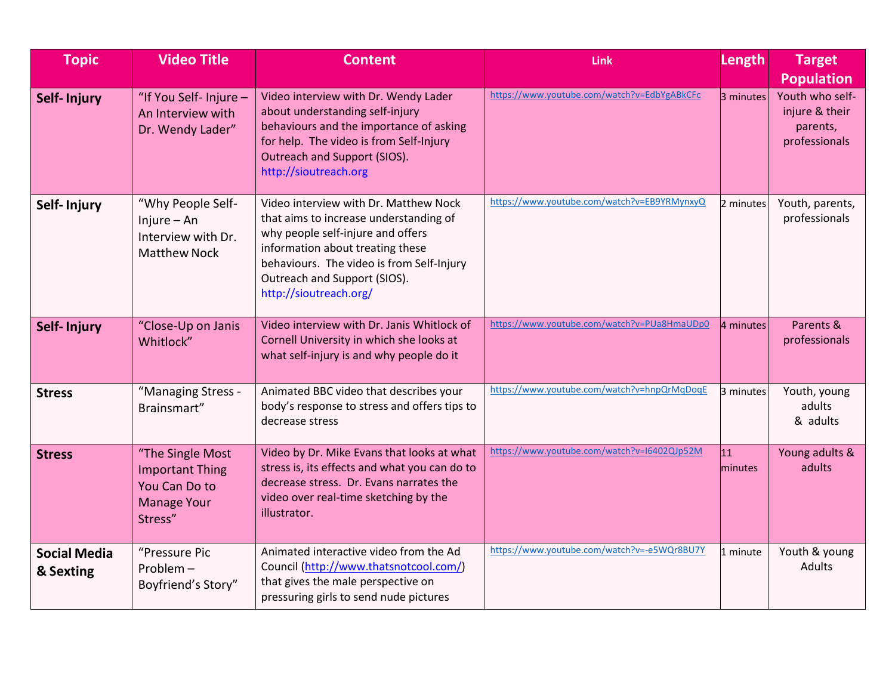| Topic | Video Title | Content | Link | Length | Target Population |
|---|---|---|---|---|---|
| **Self- Injury** | "If You Self- Injure – An Interview with Dr. Wendy Lader" | Video interview with Dr. Wendy Lader about understanding self-injury behaviours and the importance of asking for help. The video is from Self-Injury Outreach and Support (SIOS). http://sioutreach.org | https://www.youtube.com/watch?v=EdbYgABkCFc | 3 minutes | Youth who self-injure & their parents, professionals |
| **Self- Injury** | "Why People Self-Injure – An Interview with Dr. Matthew Nock | Video interview with Dr. Matthew Nock that aims to increase understanding of why people self-injure and offers information about treating these behaviours. The video is from Self-Injury Outreach and Support (SIOS). http://sioutreach.org/ | https://www.youtube.com/watch?v=EB9YRMynxyQ | 2 minutes | Youth, parents, professionals |
| **Self- Injury** | "Close-Up on Janis Whitlock" | Video interview with Dr. Janis Whitlock of Cornell University in which she looks at what self-injury is and why people do it | https://www.youtube.com/watch?v=PUa8HmaUDp0 | 4 minutes | Parents & professionals |
| **Stress** | "Managing Stress - Brainsmart" | Animated BBC video that describes your body's response to stress and offers tips to decrease stress | https://www.youtube.com/watch?v=hnpQrMqDoqE | 3 minutes | Youth, young adults & adults |
| **Stress** | "The Single Most Important Thing You Can Do to Manage Your Stress" | Video by Dr. Mike Evans that looks at what stress is, its effects and what you can do to decrease stress. Dr. Evans narrates the video over real-time sketching by the illustrator. | https://www.youtube.com/watch?v=I6402QJp52M | 11 minutes | Young adults & adults |
| **Social Media & Sexting** | "Pressure Pic Problem – Boyfriend's Story" | Animated interactive video from the Ad Council (http://www.thatsnotcool.com/) that gives the male perspective on pressuring girls to send nude pictures | https://www.youtube.com/watch?v=-e5WQr8BU7Y | 1 minute | Youth & young Adults |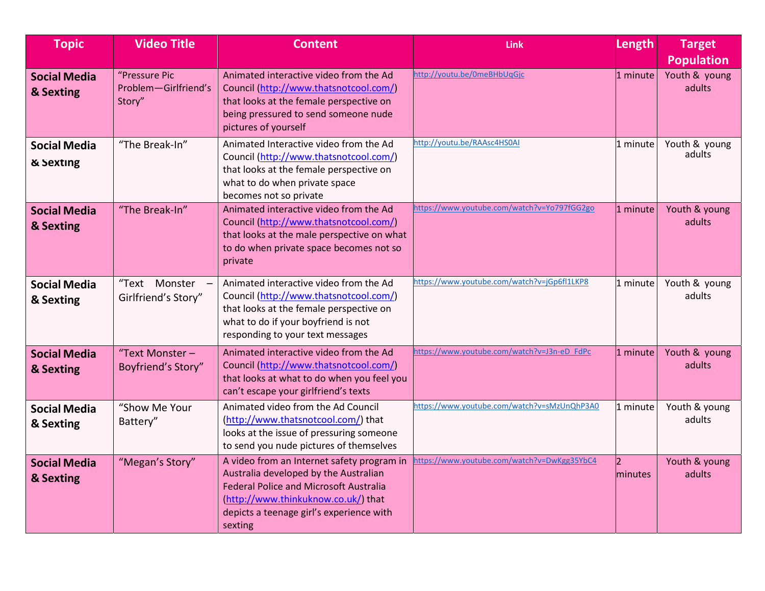| Topic | Video Title | Content | Link | Length | Target Population |
|---|---|---|---|---|---|
| **Social Media & Sexting** | "Pressure Pic Problem—Girlfriend's Story" | Animated interactive video from the Ad Council (http://www.thatsnotcool.com/) that looks at the female perspective on being pressured to send someone nude pictures of yourself | http://youtu.be/0meBHbUqGjc | 1 minute | Youth & young adults |
| **Social Media & Sexting** | "The Break-In" | Animated Interactive video from the Ad Council (http://www.thatsnotcool.com/) that looks at the female perspective on what to do when private space becomes not so private | http://youtu.be/RAAsc4HS0AI | 1 minute | Youth & young adults |
| **Social Media & Sexting** | "The Break-In" | Animated interactive video from the Ad Council (http://www.thatsnotcool.com/) that looks at the male perspective on what to do when private space becomes not so private | https://www.youtube.com/watch?v=Yo797fGG2go | 1 minute | Youth & young adults |
| **Social Media & Sexting** | "Text Monster – Girlfriend's Story" | Animated interactive video from the Ad Council (http://www.thatsnotcool.com/) that looks at the female perspective on what to do if your boyfriend is not responding to your text messages | https://www.youtube.com/watch?v=jGp6fI1LKP8 | 1 minute | Youth & young adults |
| **Social Media & Sexting** | "Text Monster – Boyfriend's Story" | Animated interactive video from the Ad Council (http://www.thatsnotcool.com/) that looks at what to do when you feel you can't escape your girlfriend's texts | https://www.youtube.com/watch?v=J3n-eD_FdPc | 1 minute | Youth & young adults |
| **Social Media & Sexting** | "Show Me Your Battery" | Animated video from the Ad Council (http://www.thatsnotcool.com/) that looks at the issue of pressuring someone to send you nude pictures of themselves | https://www.youtube.com/watch?v=sMzUnQhP3A0 | 1 minute | Youth & young adults |
| **Social Media & Sexting** | "Megan's Story" | A video from an Internet safety program in Australia developed by the Australian Federal Police and Microsoft Australia (http://www.thinkuknow.co.uk/) that depicts a teenage girl's experience with sexting | https://www.youtube.com/watch?v=DwKgg35YbC4 | 2 minutes | Youth & young adults |